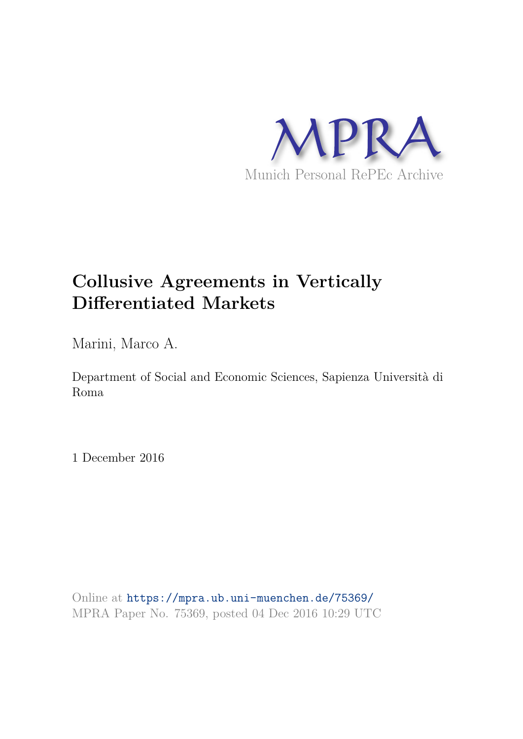MPRA

Munich Personal RePEc Archive

# Collusive Agreements in Vertically Differentiated Markets

Marini, Marco A.

Department of Social and Economic Sciences, Sapienza Università di Roma

1 December 2016

Online at https://mpra.ub.uni-muenchen.de/75369/
MPRA Paper No. 75369, posted 04 Dec 2016 10:29 UTC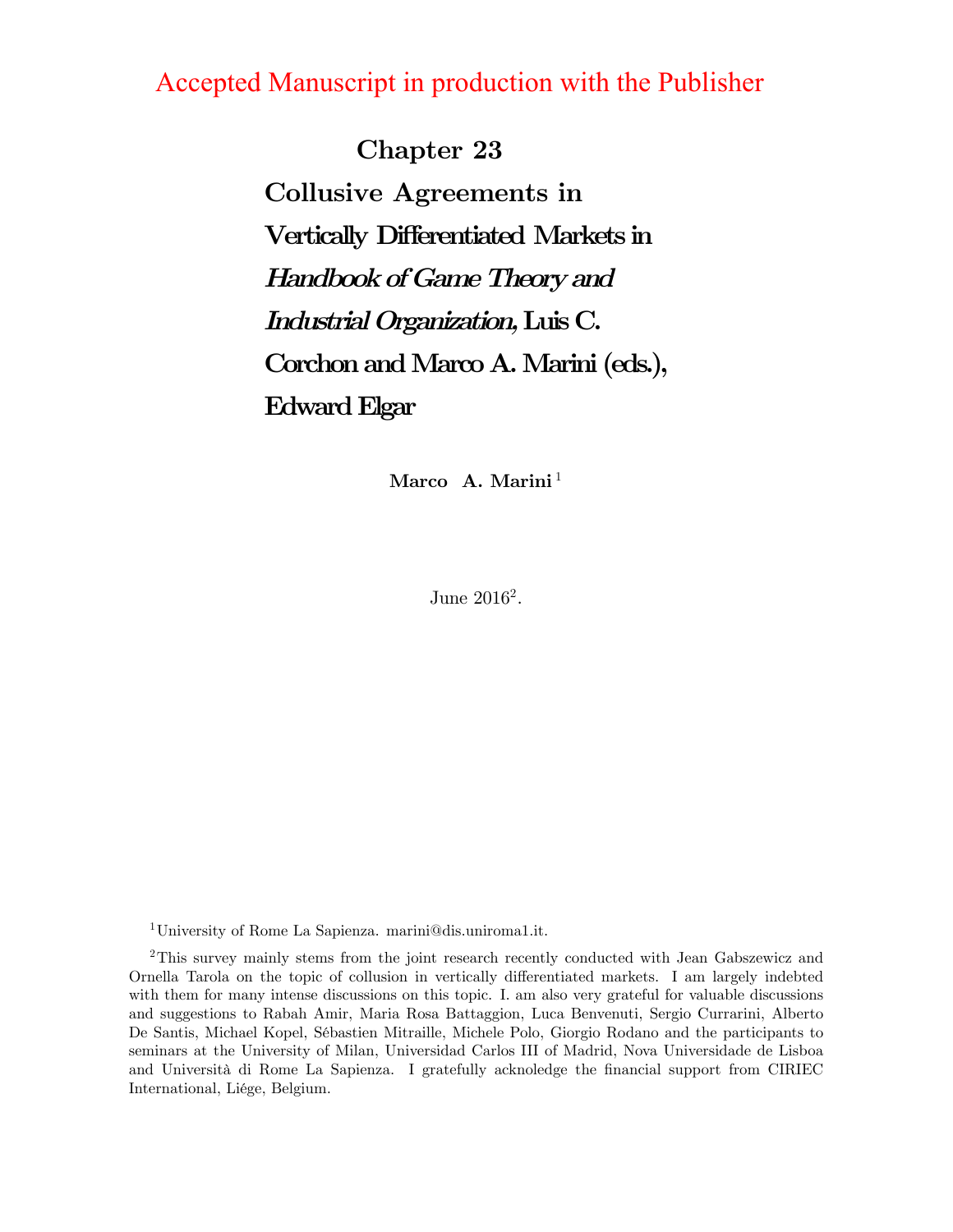Accepted Manuscript in production with the Publisher

# Chapter 23

# Collusive Agreements in Vertically Differentiated Markets in *Handbook of Game Theory and Industrial Organization*, Luis C. Corchon and Marco A. Marini (eds.), Edward Elgar

**Marco A. Marini** [1]

June 2016[2].

[1] University of Rome La Sapienza. marini@dis.uniroma1.it.

[2] This survey mainly stems from the joint research recently conducted with Jean Gabszewicz and Ornella Tarola on the topic of collusion in vertically differentiated markets. I am largely indebted with them for many intense discussions on this topic. I. am also very grateful for valuable discussions and suggestions to Rabah Amir, Maria Rosa Battaggion, Luca Benvenuti, Sergio Currarini, Alberto De Santis, Michael Kopel, Sébastien Mitraille, Michele Polo, Giorgio Rodano and the participants to seminars at the University of Milan, Universidad Carlos III of Madrid, Nova Universidade de Lisboa and Università di Rome La Sapienza. I gratefully acknoledge the financial support from CIRIEC International, Liége, Belgium.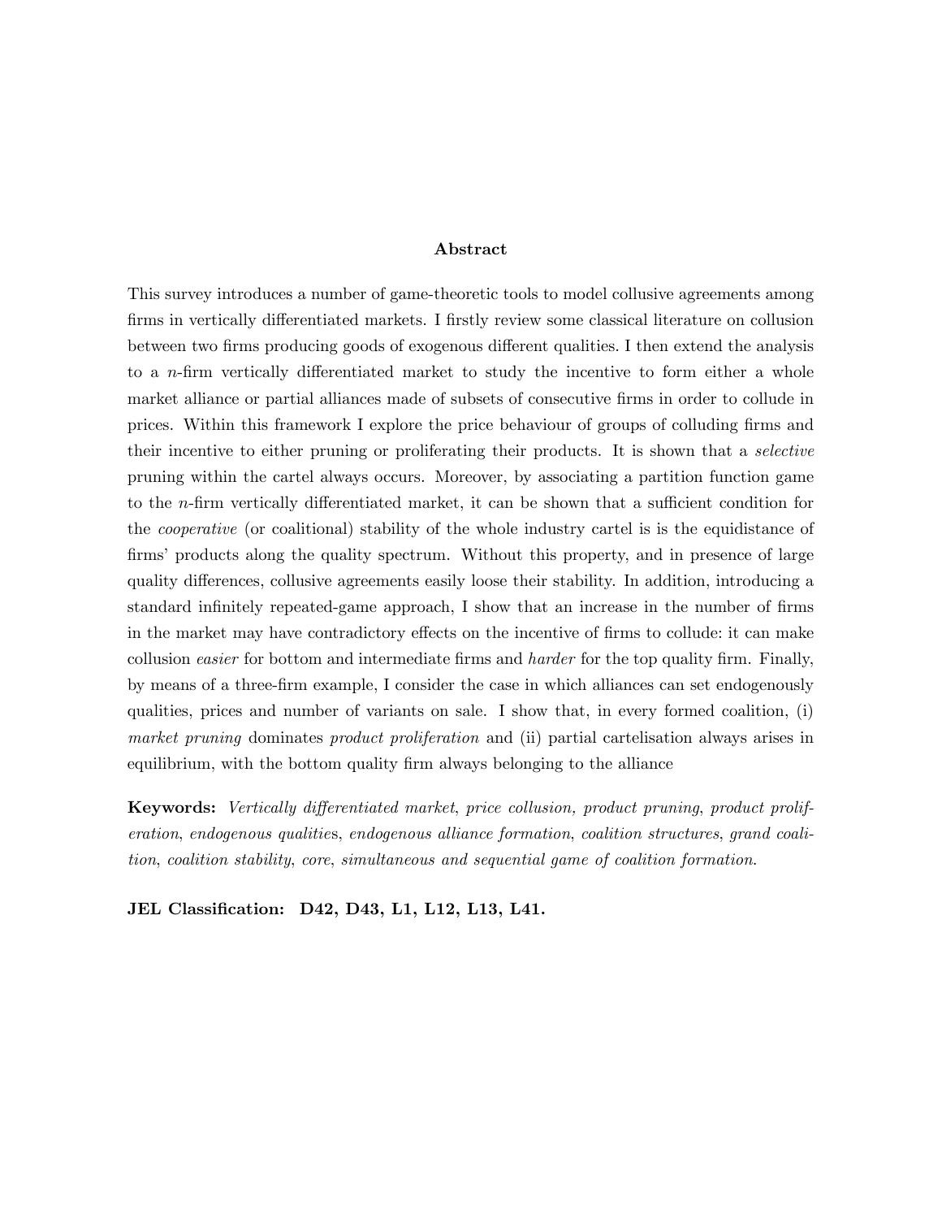## Abstract

This survey introduces a number of game-theoretic tools to model collusive agreements among firms in vertically differentiated markets. I firstly review some classical literature on collusion between two firms producing goods of exogenous different qualities. I then extend the analysis to a $n$-firm vertically differentiated market to study the incentive to form either a whole market alliance or partial alliances made of subsets of consecutive firms in order to collude in prices. Within this framework I explore the price behaviour of groups of colluding firms and their incentive to either pruning or proliferating their products. It is shown that a *selective* pruning within the cartel always occurs. Moreover, by associating a partition function game to the $n$-firm vertically differentiated market, it can be shown that a sufficient condition for the *cooperative* (or coalitional) stability of the whole industry cartel is is the equidistance of firms' products along the quality spectrum. Without this property, and in presence of large quality differences, collusive agreements easily loose their stability. In addition, introducing a standard infinitely repeated-game approach, I show that an increase in the number of firms in the market may have contradictory effects on the incentive of firms to collude: it can make collusion *easier* for bottom and intermediate firms and *harder* for the top quality firm. Finally, by means of a three-firm example, I consider the case in which alliances can set endogenously qualities, prices and number of variants on sale. I show that, in every formed coalition, (i) *market pruning* dominates *product proliferation* and (ii) partial cartelisation always arises in equilibrium, with the bottom quality firm always belonging to the alliance

**Keywords:** *Vertically differentiated market*, *price collusion, product pruning*, *product proliferation*, *endogenous qualitie*s, *endogenous alliance formation*, *coalition structures*, *grand coalition*, *coalition stability*, *core*, *simultaneous and sequential game of coalition formation*.

**JEL Classification: D42, D43, L1, L12, L13, L41.**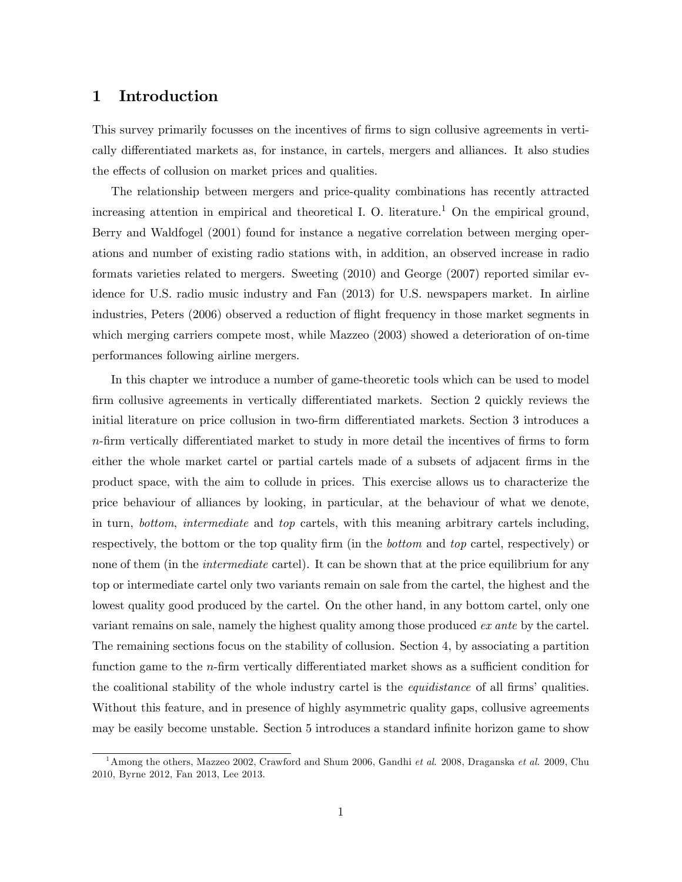# 1 Introduction

This survey primarily focusses on the incentives of firms to sign collusive agreements in vertically differentiated markets as, for instance, in cartels, mergers and alliances. It also studies the effects of collusion on market prices and qualities.

The relationship between mergers and price-quality combinations has recently attracted increasing attention in empirical and theoretical I. O. literature.[1] On the empirical ground, Berry and Waldfogel (2001) found for instance a negative correlation between merging operations and number of existing radio stations with, in addition, an observed increase in radio formats varieties related to mergers. Sweeting (2010) and George (2007) reported similar evidence for U.S. radio music industry and Fan (2013) for U.S. newspapers market. In airline industries, Peters (2006) observed a reduction of flight frequency in those market segments in which merging carriers compete most, while Mazzeo (2003) showed a deterioration of on-time performances following airline mergers.

In this chapter we introduce a number of game-theoretic tools which can be used to model firm collusive agreements in vertically differentiated markets. Section 2 quickly reviews the initial literature on price collusion in two-firm differentiated markets. Section 3 introduces a $n$-firm vertically differentiated market to study in more detail the incentives of firms to form either the whole market cartel or partial cartels made of a subsets of adjacent firms in the product space, with the aim to collude in prices. This exercise allows us to characterize the price behaviour of alliances by looking, in particular, at the behaviour of what we denote, in turn, *bottom*, *intermediate* and *top* cartels, with this meaning arbitrary cartels including, respectively, the bottom or the top quality firm (in the *bottom* and *top* cartel, respectively) or none of them (in the *intermediate* cartel). It can be shown that at the price equilibrium for any top or intermediate cartel only two variants remain on sale from the cartel, the highest and the lowest quality good produced by the cartel. On the other hand, in any bottom cartel, only one variant remains on sale, namely the highest quality among those produced *ex ante* by the cartel. The remaining sections focus on the stability of collusion. Section 4, by associating a partition function game to the $n$-firm vertically differentiated market shows as a sufficient condition for the coalitional stability of the whole industry cartel is the *equidistance* of all firms' qualities. Without this feature, and in presence of highly asymmetric quality gaps, collusive agreements may be easily become unstable. Section 5 introduces a standard infinite horizon game to show

[1] Among the others, Mazzeo 2002, Crawford and Shum 2006, Gandhi *et al.* 2008, Draganska *et al.* 2009, Chu 2010, Byrne 2012, Fan 2013, Lee 2013.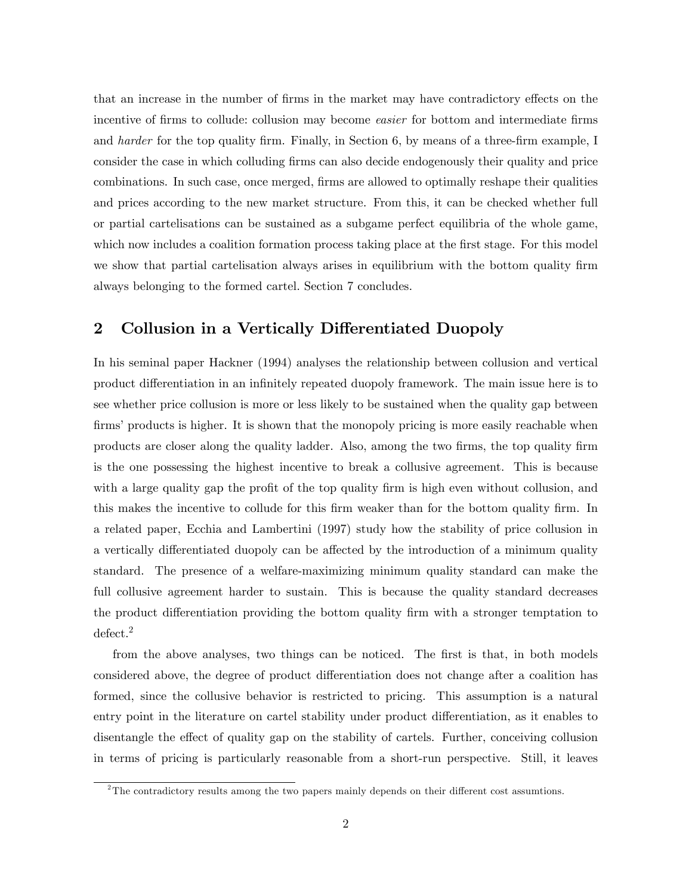that an increase in the number of firms in the market may have contradictory effects on the incentive of firms to collude: collusion may become *easier* for bottom and intermediate firms and *harder* for the top quality firm. Finally, in Section 6, by means of a three-firm example, I consider the case in which colluding firms can also decide endogenously their quality and price combinations. In such case, once merged, firms are allowed to optimally reshape their qualities and prices according to the new market structure. From this, it can be checked whether full or partial cartelisations can be sustained as a subgame perfect equilibria of the whole game, which now includes a coalition formation process taking place at the first stage. For this model we show that partial cartelisation always arises in equilibrium with the bottom quality firm always belonging to the formed cartel. Section 7 concludes.

## 2 Collusion in a Vertically Differentiated Duopoly

In his seminal paper Hackner (1994) analyses the relationship between collusion and vertical product differentiation in an infinitely repeated duopoly framework. The main issue here is to see whether price collusion is more or less likely to be sustained when the quality gap between firms' products is higher. It is shown that the monopoly pricing is more easily reachable when products are closer along the quality ladder. Also, among the two firms, the top quality firm is the one possessing the highest incentive to break a collusive agreement. This is because with a large quality gap the profit of the top quality firm is high even without collusion, and this makes the incentive to collude for this firm weaker than for the bottom quality firm. In a related paper, Ecchia and Lambertini (1997) study how the stability of price collusion in a vertically differentiated duopoly can be affected by the introduction of a minimum quality standard. The presence of a welfare-maximizing minimum quality standard can make the full collusive agreement harder to sustain. This is because the quality standard decreases the product differentiation providing the bottom quality firm with a stronger temptation to defect.[2]

from the above analyses, two things can be noticed. The first is that, in both models considered above, the degree of product differentiation does not change after a coalition has formed, since the collusive behavior is restricted to pricing. This assumption is a natural entry point in the literature on cartel stability under product differentiation, as it enables to disentangle the effect of quality gap on the stability of cartels. Further, conceiving collusion in terms of pricing is particularly reasonable from a short-run perspective. Still, it leaves

[2]The contradictory results among the two papers mainly depends on their different cost assumtions.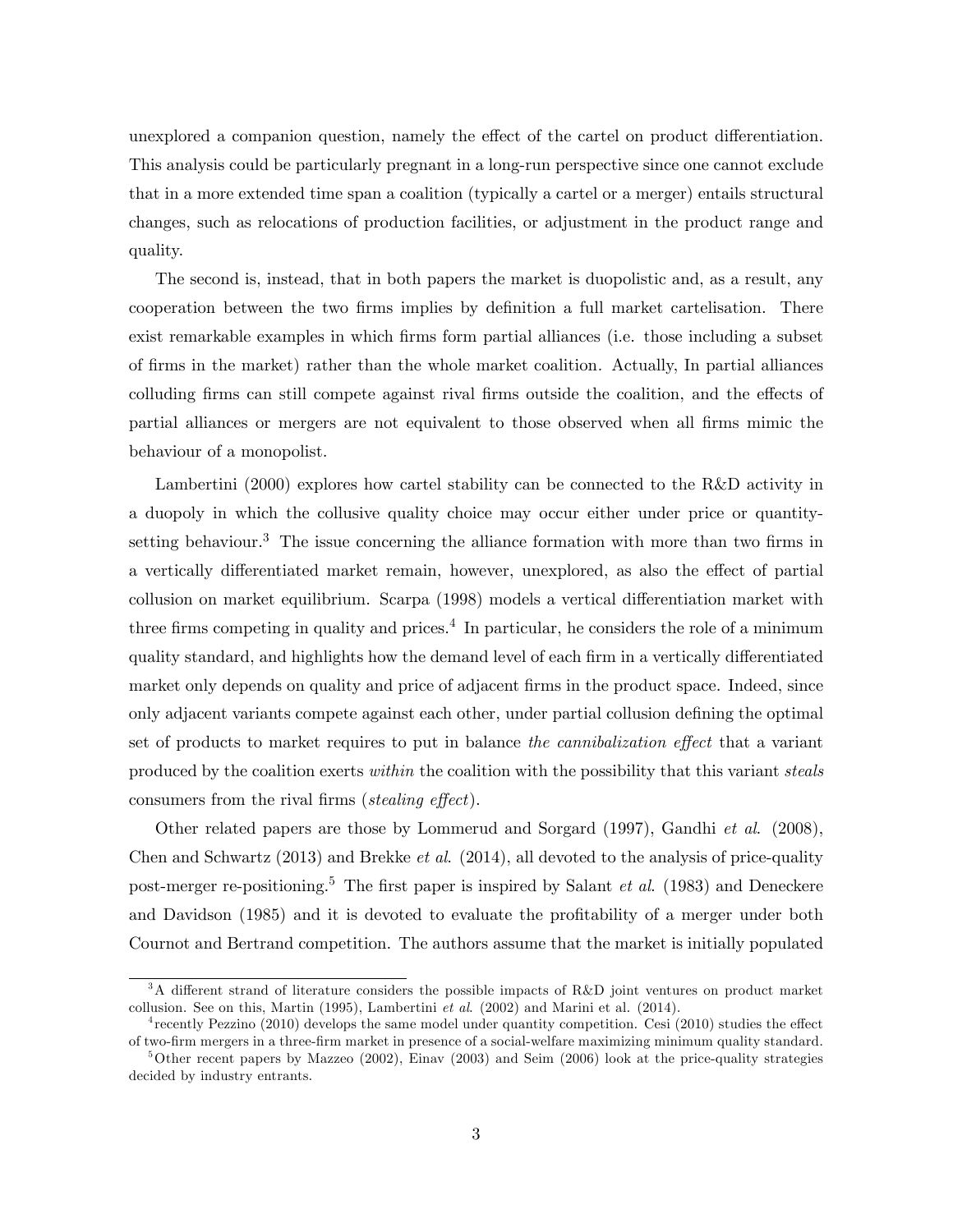unexplored a companion question, namely the effect of the cartel on product differentiation. This analysis could be particularly pregnant in a long-run perspective since one cannot exclude that in a more extended time span a coalition (typically a cartel or a merger) entails structural changes, such as relocations of production facilities, or adjustment in the product range and quality.

The second is, instead, that in both papers the market is duopolistic and, as a result, any cooperation between the two firms implies by definition a full market cartelisation. There exist remarkable examples in which firms form partial alliances (i.e. those including a subset of firms in the market) rather than the whole market coalition. Actually, In partial alliances colluding firms can still compete against rival firms outside the coalition, and the effects of partial alliances or mergers are not equivalent to those observed when all firms mimic the behaviour of a monopolist.

Lambertini (2000) explores how cartel stability can be connected to the R&D activity in a duopoly in which the collusive quality choice may occur either under price or quantity-setting behaviour.[3] The issue concerning the alliance formation with more than two firms in a vertically differentiated market remain, however, unexplored, as also the effect of partial collusion on market equilibrium. Scarpa (1998) models a vertical differentiation market with three firms competing in quality and prices.[4] In particular, he considers the role of a minimum quality standard, and highlights how the demand level of each firm in a vertically differentiated market only depends on quality and price of adjacent firms in the product space. Indeed, since only adjacent variants compete against each other, under partial collusion defining the optimal set of products to market requires to put in balance *the cannibalization effect* that a variant produced by the coalition exerts *within* the coalition with the possibility that this variant *steals* consumers from the rival firms (*stealing effect*).

Other related papers are those by Lommerud and Sorgard (1997), Gandhi *et al*. (2008), Chen and Schwartz (2013) and Brekke *et al*. (2014), all devoted to the analysis of price-quality post-merger re-positioning.[5] The first paper is inspired by Salant *et al*. (1983) and Deneckere and Davidson (1985) and it is devoted to evaluate the profitability of a merger under both Cournot and Bertrand competition. The authors assume that the market is initially populated

[3] A different strand of literature considers the possible impacts of R&D joint ventures on product market collusion. See on this, Martin (1995), Lambertini *et al*. (2002) and Marini et al. (2014).

[4] recently Pezzino (2010) develops the same model under quantity competition. Cesi (2010) studies the effect of two-firm mergers in a three-firm market in presence of a social-welfare maximizing minimum quality standard.

[5] Other recent papers by Mazzeo (2002), Einav (2003) and Seim (2006) look at the price-quality strategies decided by industry entrants.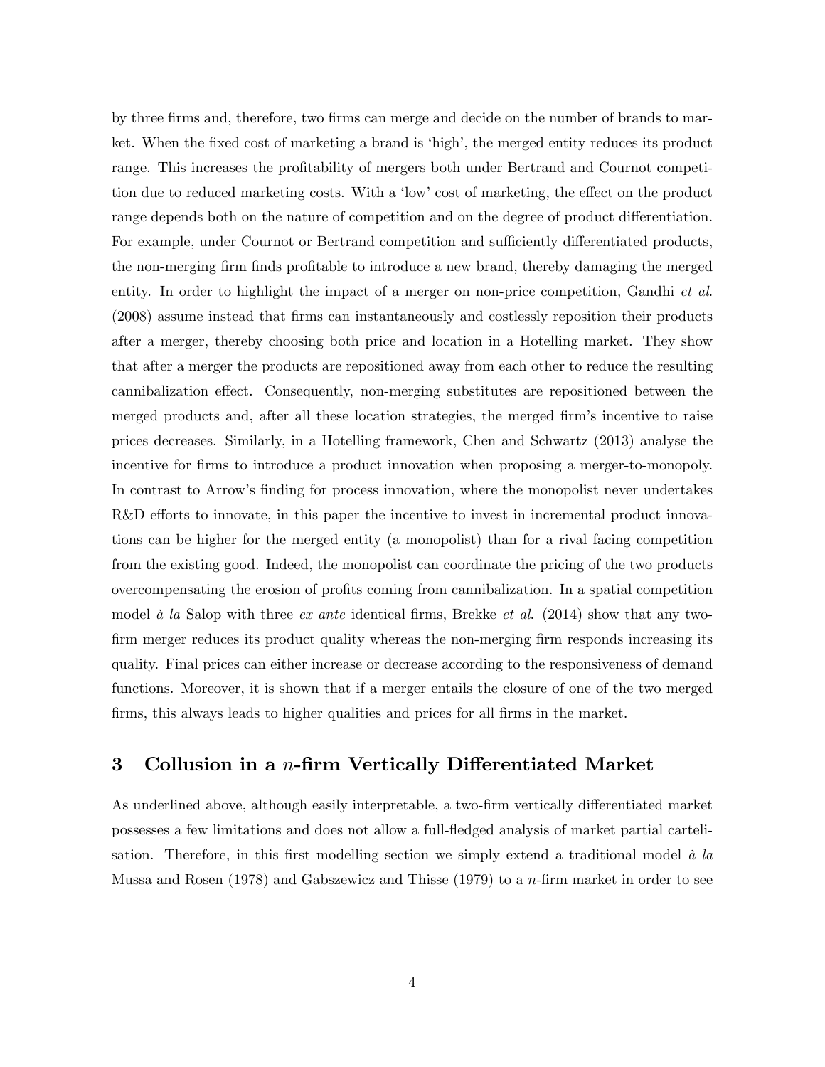by three firms and, therefore, two firms can merge and decide on the number of brands to market. When the fixed cost of marketing a brand is 'high', the merged entity reduces its product range. This increases the profitability of mergers both under Bertrand and Cournot competition due to reduced marketing costs. With a 'low' cost of marketing, the effect on the product range depends both on the nature of competition and on the degree of product differentiation. For example, under Cournot or Bertrand competition and sufficiently differentiated products, the non-merging firm finds profitable to introduce a new brand, thereby damaging the merged entity. In order to highlight the impact of a merger on non-price competition, Gandhi *et al*. (2008) assume instead that firms can instantaneously and costlessly reposition their products after a merger, thereby choosing both price and location in a Hotelling market. They show that after a merger the products are repositioned away from each other to reduce the resulting cannibalization effect. Consequently, non-merging substitutes are repositioned between the merged products and, after all these location strategies, the merged firm's incentive to raise prices decreases. Similarly, in a Hotelling framework, Chen and Schwartz (2013) analyse the incentive for firms to introduce a product innovation when proposing a merger-to-monopoly. In contrast to Arrow's finding for process innovation, where the monopolist never undertakes R&D efforts to innovate, in this paper the incentive to invest in incremental product innovations can be higher for the merged entity (a monopolist) than for a rival facing competition from the existing good. Indeed, the monopolist can coordinate the pricing of the two products overcompensating the erosion of profits coming from cannibalization. In a spatial competition model *à la* Salop with three *ex ante* identical firms, Brekke *et al*. (2014) show that any two-firm merger reduces its product quality whereas the non-merging firm responds increasing its quality. Final prices can either increase or decrease according to the responsiveness of demand functions. Moreover, it is shown that if a merger entails the closure of one of the two merged firms, this always leads to higher qualities and prices for all firms in the market.

## 3 Collusion in a $n$-firm Vertically Differentiated Market

As underlined above, although easily interpretable, a two-firm vertically differentiated market possesses a few limitations and does not allow a full-fledged analysis of market partial cartelisation. Therefore, in this first modelling section we simply extend a traditional model *à la* Mussa and Rosen (1978) and Gabszewicz and Thisse (1979) to a $n$-firm market in order to see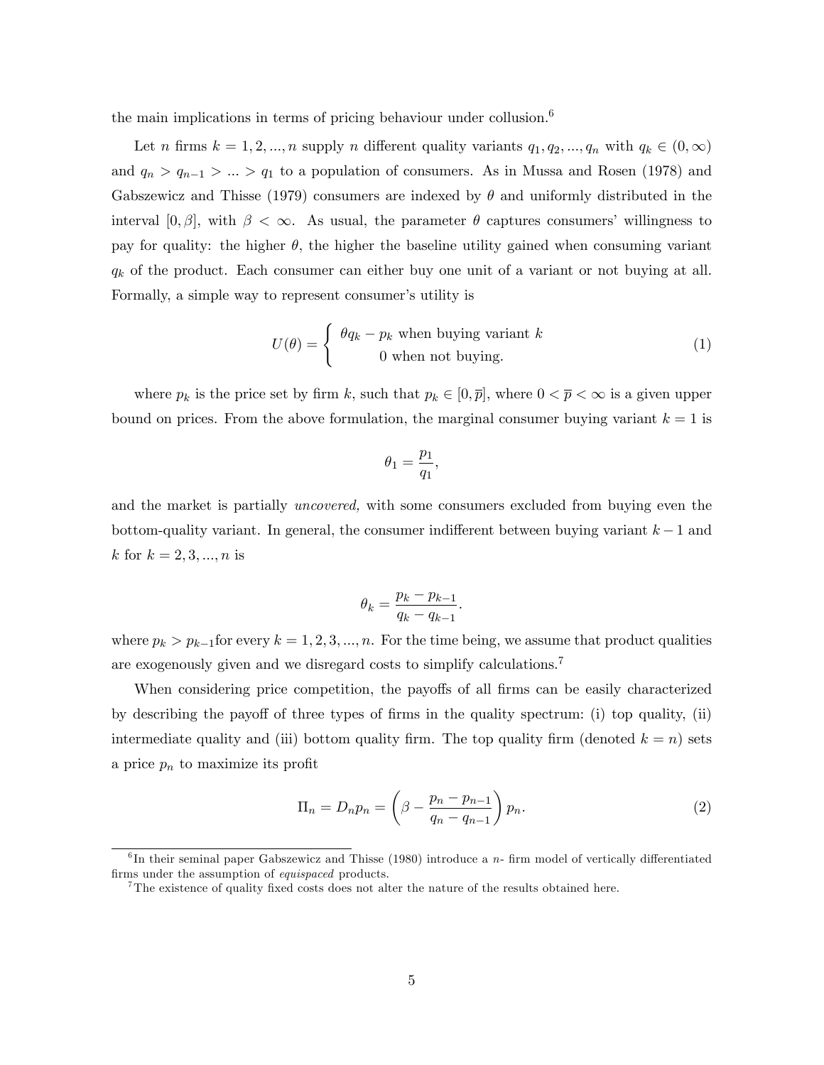the main implications in terms of pricing behaviour under collusion.[6]

Let $n$ firms $k = 1, 2, ..., n$ supply $n$ different quality variants $q_1, q_2, ..., q_n$ with $q_k \in (0, \infty)$ and $q_n > q_{n-1} > ... > q_1$ to a population of consumers. As in Mussa and Rosen (1978) and Gabszewicz and Thisse (1979) consumers are indexed by $\theta$ and uniformly distributed in the interval $[0, \beta]$, with $\beta < \infty$. As usual, the parameter $\theta$ captures consumers' willingness to pay for quality: the higher $\theta$, the higher the baseline utility gained when consuming variant $q_k$ of the product. Each consumer can either buy one unit of a variant or not buying at all. Formally, a simple way to represent consumer's utility is

$$U(\theta) = \begin{cases} \theta q_k - p_k \text{ when buying variant } k \\ 0 \text{ when not buying.} \end{cases} \tag{1}$$

where $p_k$ is the price set by firm $k$, such that $p_k \in [0, \overline{p}]$, where $0 < \overline{p} < \infty$ is a given upper bound on prices. From the above formulation, the marginal consumer buying variant $k = 1$ is

$$\theta_1 = \frac{p_1}{q_1},$$

and the market is partially *uncovered,* with some consumers excluded from buying even the bottom-quality variant. In general, the consumer indifferent between buying variant $k - 1$ and $k$ for $k = 2, 3, ..., n$ is

$$\theta_k = \frac{p_k - p_{k-1}}{q_k - q_{k-1}}.$$

where $p_k > p_{k-1}$for every $k = 1, 2, 3, ..., n$. For the time being, we assume that product qualities are exogenously given and we disregard costs to simplify calculations.[7]

When considering price competition, the payoffs of all firms can be easily characterized by describing the payoff of three types of firms in the quality spectrum: (i) top quality, (ii) intermediate quality and (iii) bottom quality firm. The top quality firm (denoted $k = n$) sets a price $p_n$ to maximize its profit

$$\Pi_n = D_n p_n = \left(\beta - \frac{p_n - p_{n-1}}{q_n - q_{n-1}}\right) p_n. \tag{2}$$

[6] In their seminal paper Gabszewicz and Thisse (1980) introduce a $n$- firm model of vertically differentiated firms under the assumption of *equispaced* products.

[7] The existence of quality fixed costs does not alter the nature of the results obtained here.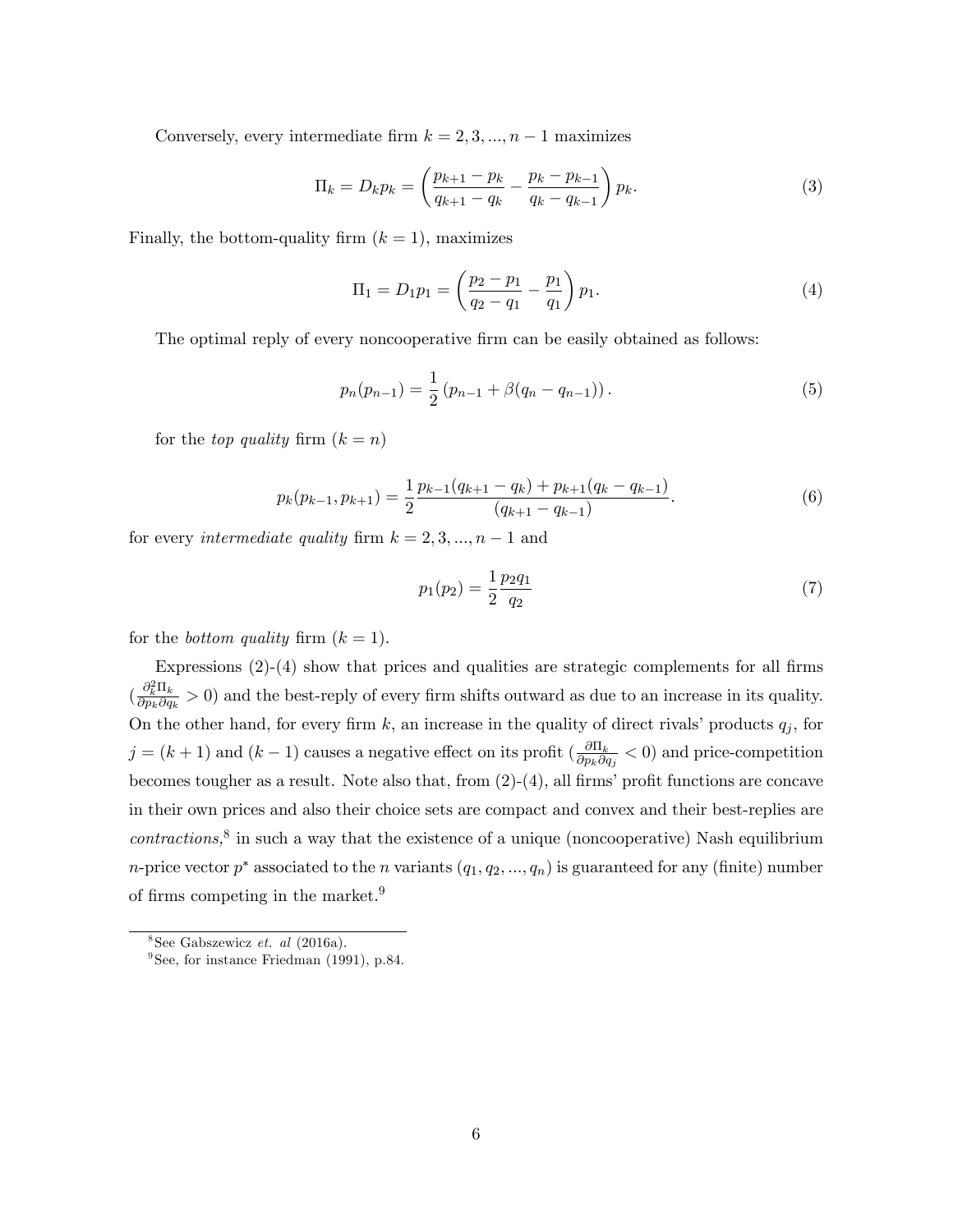Conversely, every intermediate firm $k = 2, 3, ..., n-1$ maximizes

$$\Pi_k = D_k p_k = \left( \frac{p_{k+1} - p_k}{q_{k+1} - q_k} - \frac{p_k - p_{k-1}}{q_k - q_{k-1}} \right) p_k. \tag{3}$$

Finally, the bottom-quality firm ($k = 1$), maximizes

$$\Pi_1 = D_1 p_1 = \left( \frac{p_2 - p_1}{q_2 - q_1} - \frac{p_1}{q_1} \right) p_1. \tag{4}$$

The optimal reply of every noncooperative firm can be easily obtained as follows:

$$p_n(p_{n-1}) = \frac{1}{2} \left( p_{n-1} + \beta(q_n - q_{n-1}) \right). \tag{5}$$

for the *top quality* firm ($k = n$)

$$p_k(p_{k-1}, p_{k+1}) = \frac{1}{2} \frac{p_{k-1}(q_{k+1} - q_k) + p_{k+1}(q_k - q_{k-1})}{(q_{k+1} - q_{k-1})}. \tag{6}$$

for every *intermediate quality* firm $k = 2, 3, ..., n-1$ and

$$p_1(p_2) = \frac{1}{2} \frac{p_2 q_1}{q_2} \tag{7}$$

for the *bottom quality* firm ($k = 1$).

Expressions (2)-(4) show that prices and qualities are strategic complements for all firms ($\frac{\partial_k^2 \Pi_k}{\partial p_k \partial q_k} > 0$) and the best-reply of every firm shifts outward as due to an increase in its quality. On the other hand, for every firm $k$, an increase in the quality of direct rivals' products $q_j$, for $j = (k+1)$ and $(k-1)$ causes a negative effect on its profit ($\frac{\partial \Pi_k}{\partial p_k \partial q_j} < 0$) and price-competition becomes tougher as a result. Note also that, from (2)-(4), all firms' profit functions are concave in their own prices and also their choice sets are compact and convex and their best-replies are *contractions,*[8] in such a way that the existence of a unique (noncooperative) Nash equilibrium $n$-price vector $p^*$ associated to the $n$ variants $(q_1, q_2, ..., q_n)$ is guaranteed for any (finite) number of firms competing in the market.[9]

---

[8] See Gabszewicz *et. al* (2016a).

[9] See, for instance Friedman (1991), p.84.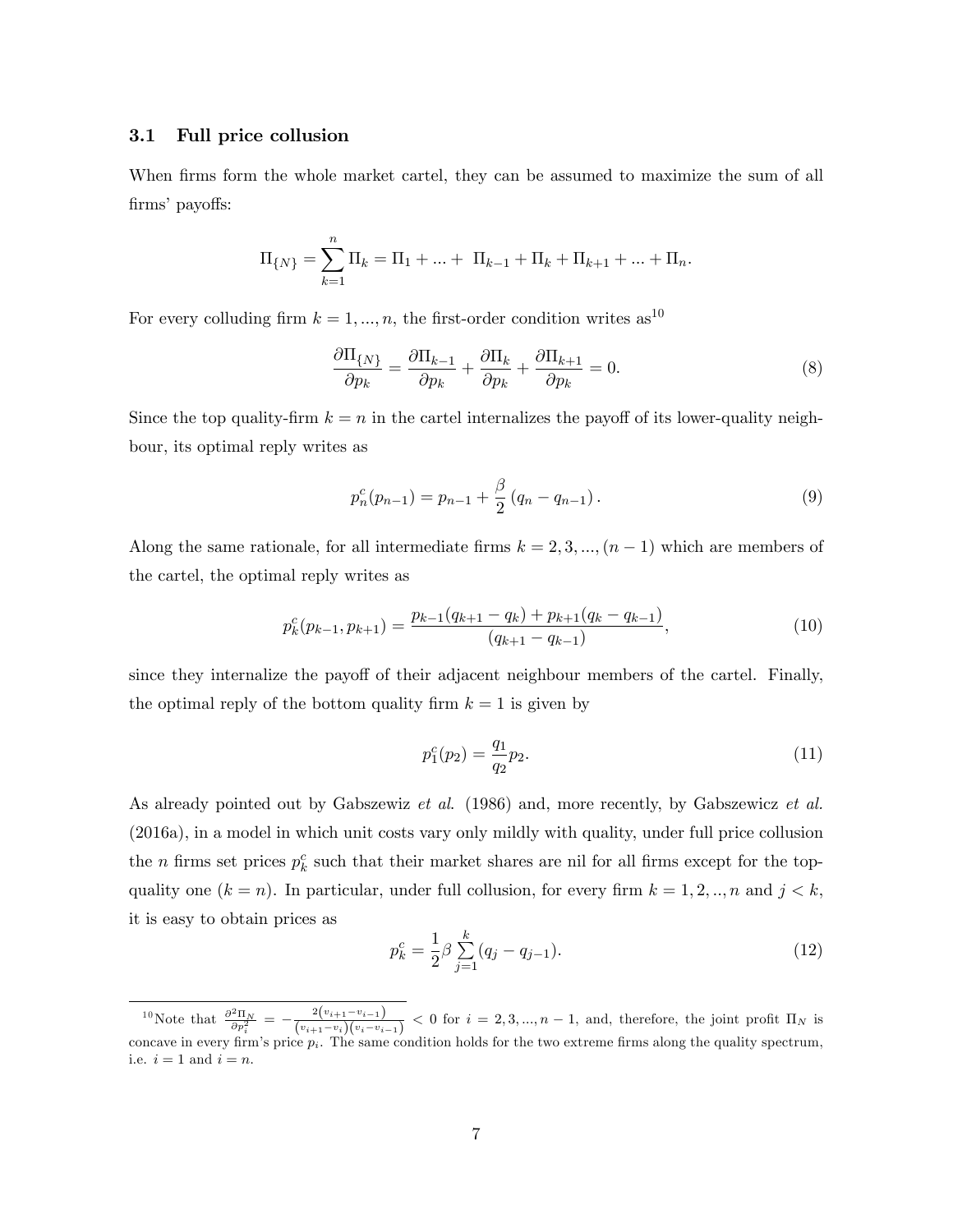### 3.1 Full price collusion

When firms form the whole market cartel, they can be assumed to maximize the sum of all firms' payoffs:

$$\Pi_{\{N\}} = \sum_{k=1}^{n} \Pi_k = \Pi_1 + ... + \ \Pi_{k-1} + \Pi_k + \Pi_{k+1} + ... + \Pi_n.$$

For every colluding firm $k = 1, ..., n$, the first-order condition writes as[10]

$$\frac{\partial \Pi_{\{N\}}}{\partial p_k} = \frac{\partial \Pi_{k-1}}{\partial p_k} + \frac{\partial \Pi_k}{\partial p_k} + \frac{\partial \Pi_{k+1}}{\partial p_k} = 0. \tag{8}$$

Since the top quality-firm $k = n$ in the cartel internalizes the payoff of its lower-quality neighbour, its optimal reply writes as

$$p_n^c(p_{n-1}) = p_{n-1} + \frac{\beta}{2}\left(q_n - q_{n-1}\right). \tag{9}$$

Along the same rationale, for all intermediate firms $k = 2, 3, ..., (n-1)$ which are members of the cartel, the optimal reply writes as

$$p_k^c(p_{k-1}, p_{k+1}) = \frac{p_{k-1}(q_{k+1} - q_k) + p_{k+1}(q_k - q_{k-1})}{(q_{k+1} - q_{k-1})}, \tag{10}$$

since they internalize the payoff of their adjacent neighbour members of the cartel. Finally, the optimal reply of the bottom quality firm $k = 1$ is given by

$$p_1^c(p_2) = \frac{q_1}{q_2} p_2. \tag{11}$$

As already pointed out by Gabszewiz *et al.* (1986) and, more recently, by Gabszewicz *et al.* (2016a), in a model in which unit costs vary only mildly with quality, under full price collusion the $n$ firms set prices $p_k^c$ such that their market shares are nil for all firms except for the top-quality one ($k = n$). In particular, under full collusion, for every firm $k = 1, 2, .., n$ and $j < k$, it is easy to obtain prices as

$$p_k^c = \frac{1}{2}\beta \sum_{j=1}^{k}(q_j - q_{j-1}). \tag{12}$$

[10]Note that $\frac{\partial^2 \Pi_N}{\partial p_i^2} = -\frac{2(v_{i+1} - v_{i-1})}{(v_{i+1} - v_i)(v_i - v_{i-1})} < 0$ for $i = 2, 3, ..., n-1$, and, therefore, the joint profit $\Pi_N$ is concave in every firm's price $p_i$. The same condition holds for the two extreme firms along the quality spectrum, i.e. $i = 1$ and $i = n$.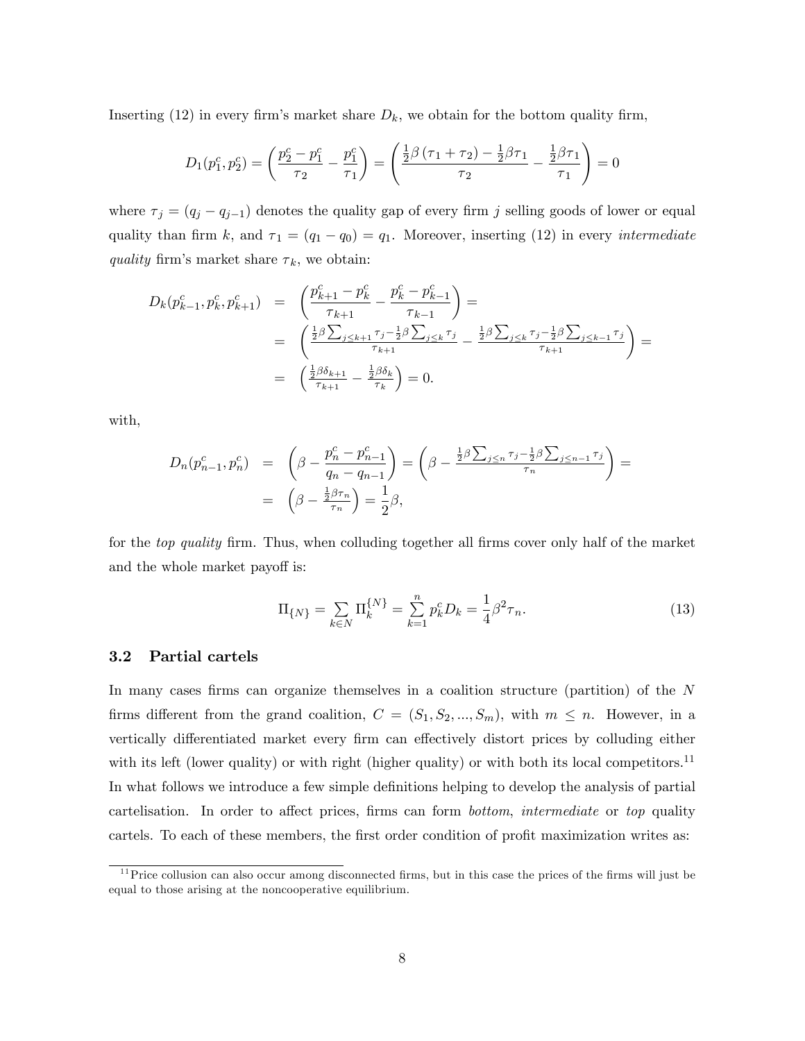Inserting (12) in every firm's market share $D_k$, we obtain for the bottom quality firm,

$$D_1(p_1^c, p_2^c) = \left( \frac{p_2^c - p_1^c}{\tau_2} - \frac{p_1^c}{\tau_1} \right) = \left( \frac{\frac{1}{2}\beta\left(\tau_1 + \tau_2\right) - \frac{1}{2}\beta\tau_1}{\tau_2} - \frac{\frac{1}{2}\beta\tau_1}{\tau_1} \right) = 0$$

where $\tau_j = (q_j - q_{j-1})$ denotes the quality gap of every firm $j$ selling goods of lower or equal quality than firm $k$, and $\tau_1 = (q_1 - q_0) = q_1$. Moreover, inserting (12) in every *intermediate quality* firm's market share $\tau_k$, we obtain:

$$\begin{aligned}
D_k(p_{k-1}^c, p_k^c, p_{k+1}^c) &= \left( \frac{p_{k+1}^c - p_k^c}{\tau_{k+1}} - \frac{p_k^c - p_{k-1}^c}{\tau_{k-1}} \right) = \\
&= \left( \frac{\frac{1}{2}\beta \sum_{j \leq k+1} \tau_j - \frac{1}{2}\beta \sum_{j \leq k} \tau_j}{\tau_{k+1}} - \frac{\frac{1}{2}\beta \sum_{j \leq k} \tau_j - \frac{1}{2}\beta \sum_{j \leq k-1} \tau_j}{\tau_{k+1}} \right) = \\
&= \left( \frac{\frac{1}{2}\beta\delta_{k+1}}{\tau_{k+1}} - \frac{\frac{1}{2}\beta\delta_k}{\tau_k} \right) = 0.
\end{aligned}$$

with,

$$\begin{aligned}
D_n(p_{n-1}^c, p_n^c) &= \left( \beta - \frac{p_n^c - p_{n-1}^c}{q_n - q_{n-1}} \right) = \left( \beta - \frac{\frac{1}{2}\beta \sum_{j \leq n} \tau_j - \frac{1}{2}\beta \sum_{j \leq n-1} \tau_j}{\tau_n} \right) = \\
&= \left( \beta - \frac{\frac{1}{2}\beta\tau_n}{\tau_n} \right) = \frac{1}{2}\beta,
\end{aligned}$$

for the *top quality* firm. Thus, when colluding together all firms cover only half of the market and the whole market payoff is:

$$\Pi_{\{N\}} = \sum_{k \in N} \Pi_k^{\{N\}} = \sum_{k=1}^{n} p_k^c D_k = \frac{1}{4}\beta^2 \tau_n. \tag{13}$$

### 3.2 Partial cartels

In many cases firms can organize themselves in a coalition structure (partition) of the $N$ firms different from the grand coalition, $C = (S_1, S_2, ..., S_m)$, with $m \leq n$. However, in a vertically differentiated market every firm can effectively distort prices by colluding either with its left (lower quality) or with right (higher quality) or with both its local competitors.[11] In what follows we introduce a few simple definitions helping to develop the analysis of partial cartelisation. In order to affect prices, firms can form *bottom*, *intermediate* or *top* quality cartels. To each of these members, the first order condition of profit maximization writes as:

[11] Price collusion can also occur among disconnected firms, but in this case the prices of the firms will just be equal to those arising at the noncooperative equilibrium.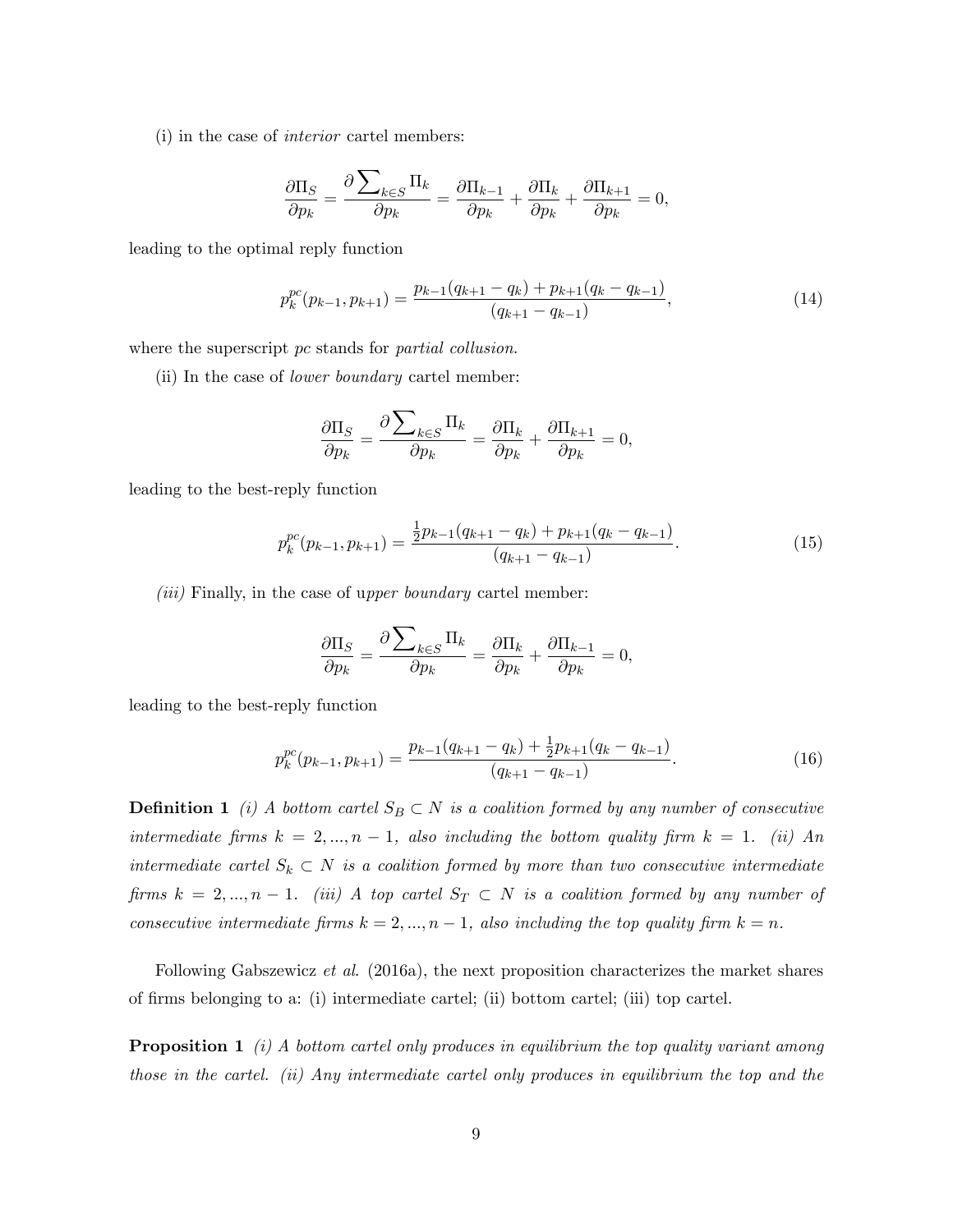(i) in the case of *interior* cartel members:

$$\frac{\partial \Pi_S}{\partial p_k} = \frac{\partial \sum_{k \in S} \Pi_k}{\partial p_k} = \frac{\partial \Pi_{k-1}}{\partial p_k} + \frac{\partial \Pi_k}{\partial p_k} + \frac{\partial \Pi_{k+1}}{\partial p_k} = 0,$$

leading to the optimal reply function

$$p_k^{pc}(p_{k-1}, p_{k+1}) = \frac{p_{k-1}(q_{k+1} - q_k) + p_{k+1}(q_k - q_{k-1})}{(q_{k+1} - q_{k-1})}, \tag{14}$$

where the superscript *pc* stands for *partial collusion*.

(ii) In the case of *lower boundary* cartel member:

$$\frac{\partial \Pi_S}{\partial p_k} = \frac{\partial \sum_{k \in S} \Pi_k}{\partial p_k} = \frac{\partial \Pi_k}{\partial p_k} + \frac{\partial \Pi_{k+1}}{\partial p_k} = 0,$$

leading to the best-reply function

$$p_k^{pc}(p_{k-1}, p_{k+1}) = \frac{\frac{1}{2}p_{k-1}(q_{k+1} - q_k) + p_{k+1}(q_k - q_{k-1})}{(q_{k+1} - q_{k-1})}. \tag{15}$$

*(iii)* Finally, in the case of u*pper boundary* cartel member:

$$\frac{\partial \Pi_S}{\partial p_k} = \frac{\partial \sum_{k \in S} \Pi_k}{\partial p_k} = \frac{\partial \Pi_k}{\partial p_k} + \frac{\partial \Pi_{k-1}}{\partial p_k} = 0,$$

leading to the best-reply function

$$p_k^{pc}(p_{k-1}, p_{k+1}) = \frac{p_{k-1}(q_{k+1} - q_k) + \frac{1}{2}p_{k+1}(q_k - q_{k-1})}{(q_{k+1} - q_{k-1})}. \tag{16}$$

**Definition 1** *(i) A bottom cartel $S_B \subset N$ is a coalition formed by any number of consecutive intermediate firms $k = 2, ..., n-1$, also including the bottom quality firm $k = 1$. (ii) An intermediate cartel $S_k \subset N$ is a coalition formed by more than two consecutive intermediate firms $k = 2, ..., n-1$. (iii) A top cartel $S_T \subset N$ is a coalition formed by any number of consecutive intermediate firms $k = 2, ..., n-1$, also including the top quality firm $k = n$.*

Following Gabszewicz *et al*. (2016a), the next proposition characterizes the market shares of firms belonging to a: (i) intermediate cartel; (ii) bottom cartel; (iii) top cartel.

**Proposition 1** *(i) A bottom cartel only produces in equilibrium the top quality variant among those in the cartel. (ii) Any intermediate cartel only produces in equilibrium the top and the*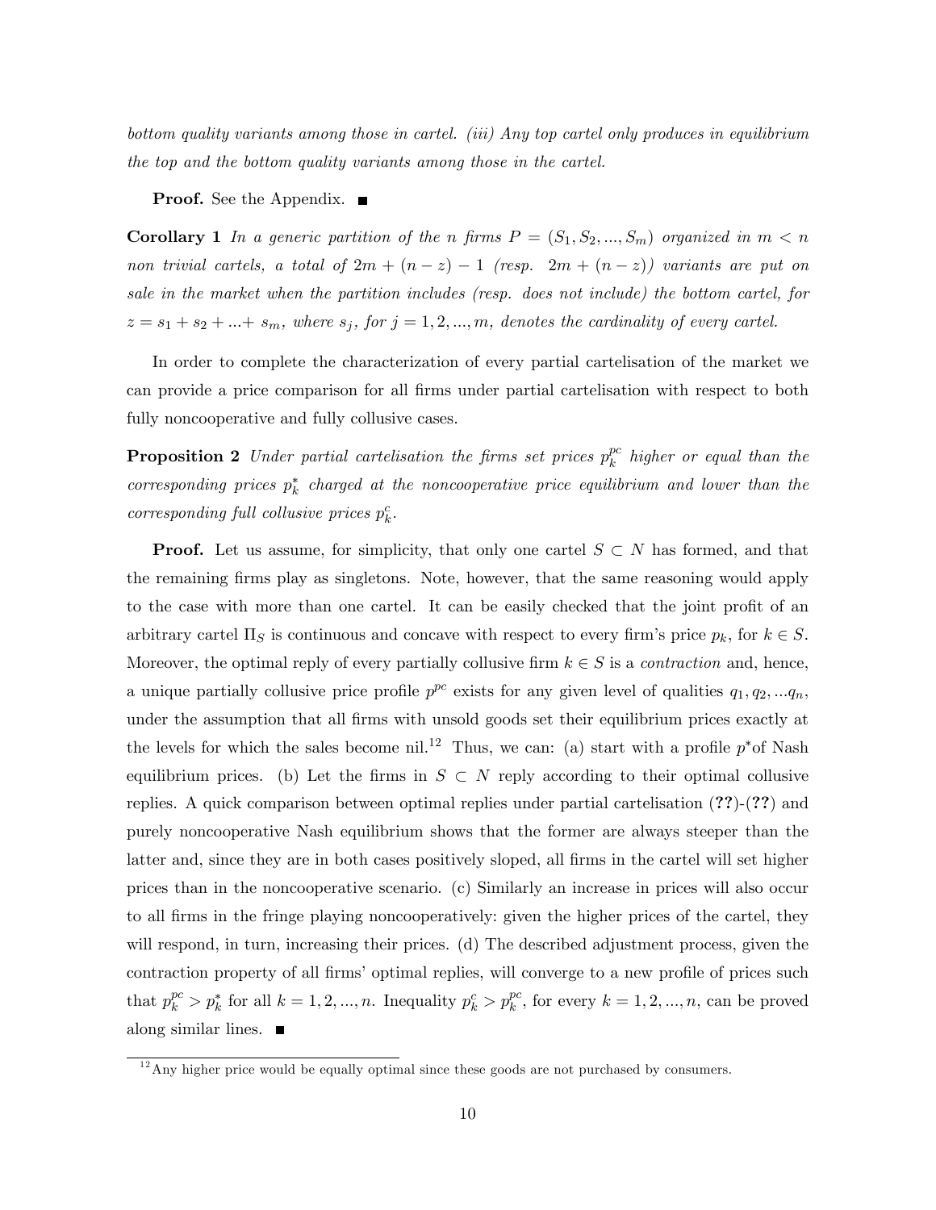*bottom quality variants among those in cartel. (iii) Any top cartel only produces in equilibrium the top and the bottom quality variants among those in the cartel.*

**Proof.** See the Appendix. ■

**Corollary 1** *In a generic partition of the n firms $P = (S_1, S_2, ..., S_m)$ organized in $m < n$ non trivial cartels, a total of $2m + (n - z) - 1$ (resp. $2m + (n - z)$) variants are put on sale in the market when the partition includes (resp. does not include) the bottom cartel, for $z = s_1 + s_2 + ... + s_m$, where $s_j$, for $j = 1, 2, ..., m$, denotes the cardinality of every cartel.*

In order to complete the characterization of every partial cartelisation of the market we can provide a price comparison for all firms under partial cartelisation with respect to both fully noncooperative and fully collusive cases.

**Proposition 2** *Under partial cartelisation the firms set prices $p_k^{pc}$ higher or equal than the corresponding prices $p_k^*$ charged at the noncooperative price equilibrium and lower than the corresponding full collusive prices $p_k^c$.*

**Proof.** Let us assume, for simplicity, that only one cartel $S \subset N$ has formed, and that the remaining firms play as singletons. Note, however, that the same reasoning would apply to the case with more than one cartel. It can be easily checked that the joint profit of an arbitrary cartel $\Pi_S$ is continuous and concave with respect to every firm's price $p_k$, for $k \in S$. Moreover, the optimal reply of every partially collusive firm $k \in S$ is a *contraction* and, hence, a unique partially collusive price profile $p^{pc}$ exists for any given level of qualities $q_1, q_2, ...q_n$, under the assumption that all firms with unsold goods set their equilibrium prices exactly at the levels for which the sales become nil.[12] Thus, we can: (a) start with a profile $p^*$of Nash equilibrium prices. (b) Let the firms in $S \subset N$ reply according to their optimal collusive replies. A quick comparison between optimal replies under partial cartelisation (**??**)-(**??**) and purely noncooperative Nash equilibrium shows that the former are always steeper than the latter and, since they are in both cases positively sloped, all firms in the cartel will set higher prices than in the noncooperative scenario. (c) Similarly an increase in prices will also occur to all firms in the fringe playing noncooperatively: given the higher prices of the cartel, they will respond, in turn, increasing their prices. (d) The described adjustment process, given the contraction property of all firms' optimal replies, will converge to a new profile of prices such that $p_k^{pc} > p_k^*$ for all $k = 1, 2, ..., n$. Inequality $p_k^c > p_k^{pc}$, for every $k = 1, 2, ..., n$, can be proved along similar lines. ■

[12] Any higher price would be equally optimal since these goods are not purchased by consumers.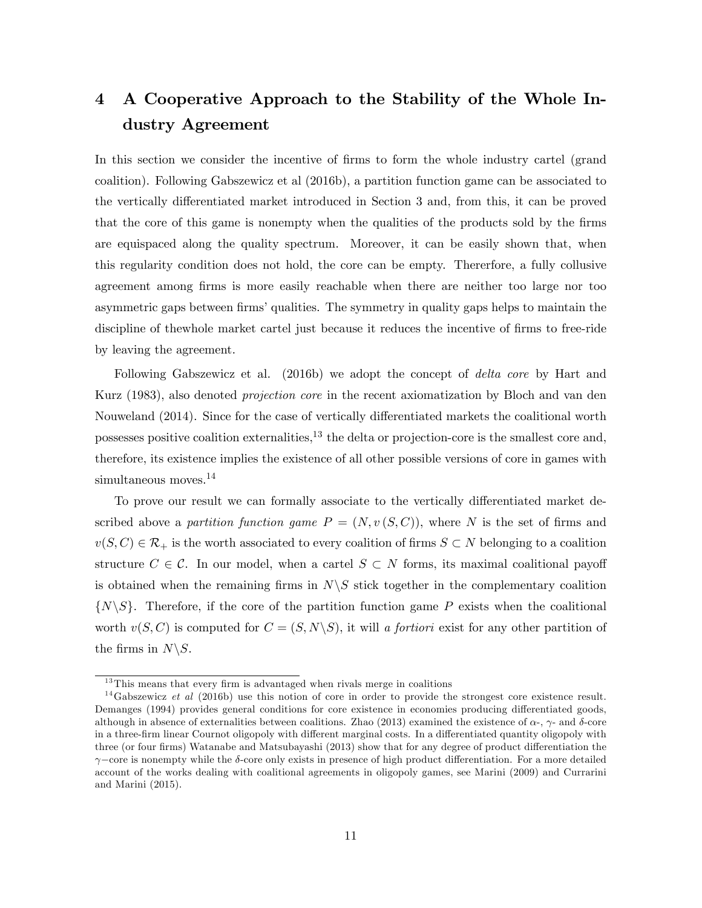# 4 A Cooperative Approach to the Stability of the Whole Industry Agreement

In this section we consider the incentive of firms to form the whole industry cartel (grand coalition). Following Gabszewicz et al (2016b), a partition function game can be associated to the vertically differentiated market introduced in Section 3 and, from this, it can be proved that the core of this game is nonempty when the qualities of the products sold by the firms are equispaced along the quality spectrum. Moreover, it can be easily shown that, when this regularity condition does not hold, the core can be empty. Thererfore, a fully collusive agreement among firms is more easily reachable when there are neither too large nor too asymmetric gaps between firms' qualities. The symmetry in quality gaps helps to maintain the discipline of thewhole market cartel just because it reduces the incentive of firms to free-ride by leaving the agreement.

Following Gabszewicz et al. (2016b) we adopt the concept of *delta core* by Hart and Kurz (1983), also denoted *projection core* in the recent axiomatization by Bloch and van den Nouweland (2014). Since for the case of vertically differentiated markets the coalitional worth possesses positive coalition externalities,[13] the delta or projection-core is the smallest core and, therefore, its existence implies the existence of all other possible versions of core in games with simultaneous moves.[14]

To prove our result we can formally associate to the vertically differentiated market described above a *partition function game* $P = (N, v(S,C))$, where $N$ is the set of firms and $v(S,C) \in \mathcal{R}_+$ is the worth associated to every coalition of firms $S \subset N$ belonging to a coalition structure $C \in \mathcal{C}$. In our model, when a cartel $S \subset N$ forms, its maximal coalitional payoff is obtained when the remaining firms in $N \backslash S$ stick together in the complementary coalition $\{N \backslash S\}$. Therefore, if the core of the partition function game $P$ exists when the coalitional worth $v(S,C)$ is computed for $C = (S, N \backslash S)$, it will *a fortiori* exist for any other partition of the firms in $N \backslash S$.

[13] This means that every firm is advantaged when rivals merge in coalitions

[14] Gabszewicz *et al* (2016b) use this notion of core in order to provide the strongest core existence result. Demanges (1994) provides general conditions for core existence in economies producing differentiated goods, although in absence of externalities between coalitions. Zhao (2013) examined the existence of $\alpha$-, $\gamma$- and $\delta$-core in a three-firm linear Cournot oligopoly with different marginal costs. In a differentiated quantity oligopoly with three (or four firms) Watanabe and Matsubayashi (2013) show that for any degree of product differentiation the $\gamma-$core is nonempty while the $\delta$-core only exists in presence of high product differentiation. For a more detailed account of the works dealing with coalitional agreements in oligopoly games, see Marini (2009) and Currarini and Marini (2015).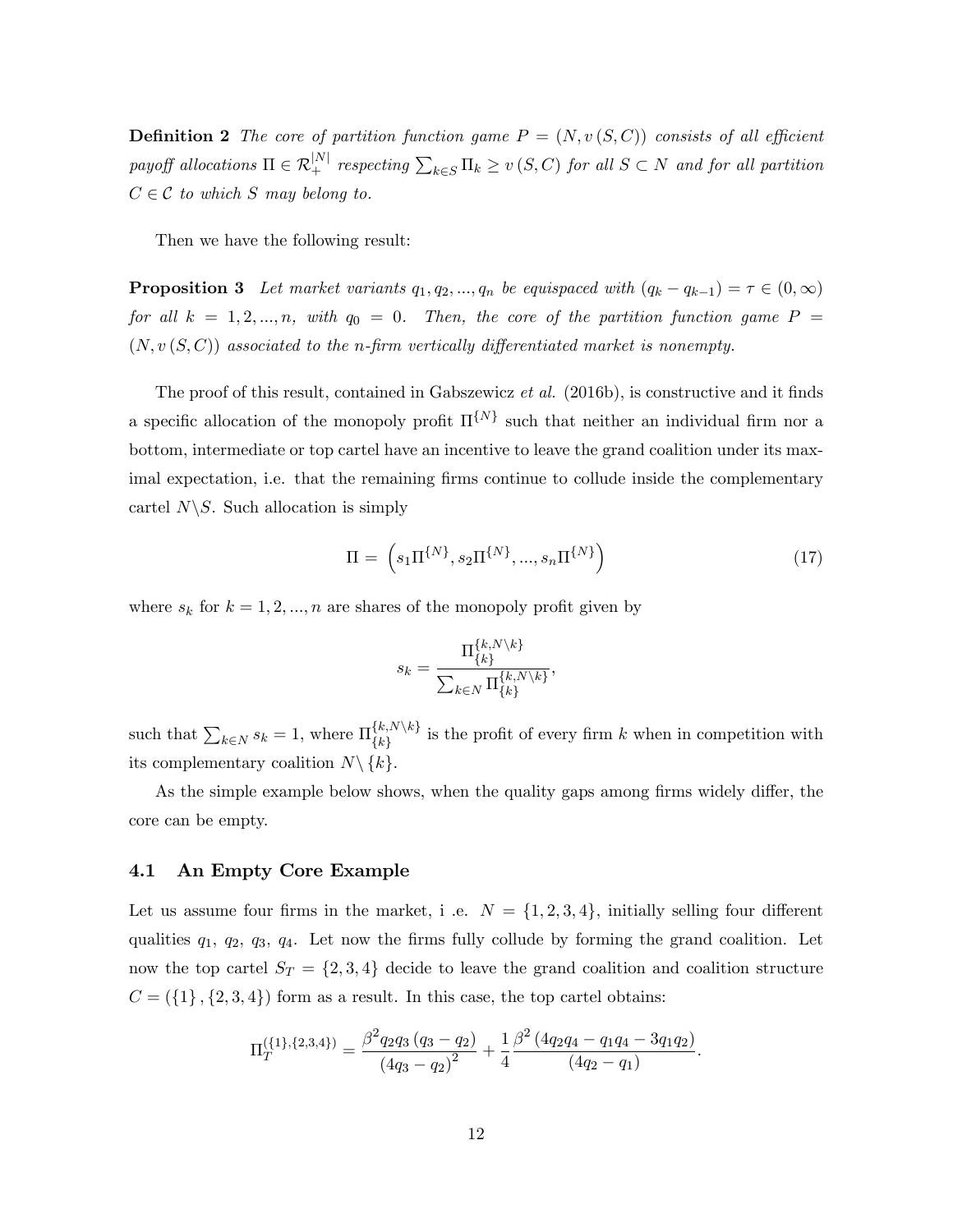**Definition 2** *The core of partition function game $P = (N, v(S, C))$ consists of all efficient payoff allocations $\Pi \in \mathcal{R}_+^{|N|}$ respecting $\sum_{k \in S} \Pi_k \geq v(S, C)$ for all $S \subset N$ and for all partition $C \in \mathcal{C}$ to which $S$ may belong to.*

Then we have the following result:

**Proposition 3** *Let market variants $q_1, q_2, ..., q_n$ be equispaced with $(q_k - q_{k-1}) = \tau \in (0, \infty)$ for all $k = 1, 2, ..., n$, with $q_0 = 0$. Then, the core of the partition function game $P = (N, v(S, C))$ associated to the n-firm vertically differentiated market is nonempty.*

The proof of this result, contained in Gabszewicz *et al.* (2016b), is constructive and it finds a specific allocation of the monopoly profit $\Pi^{\{N\}}$ such that neither an individual firm nor a bottom, intermediate or top cartel have an incentive to leave the grand coalition under its maximal expectation, i.e. that the remaining firms continue to collude inside the complementary cartel $N \backslash S$. Such allocation is simply

$$\Pi = \left(s_1 \Pi^{\{N\}}, s_2 \Pi^{\{N\}}, ..., s_n \Pi^{\{N\}}\right) \tag{17}$$

where $s_k$ for $k = 1, 2, ..., n$ are shares of the monopoly profit given by

$$s_k = \frac{\Pi_{\{k\}}^{\{k, N \backslash k\}}}{\sum_{k \in N} \Pi_{\{k\}}^{\{k, N \backslash k\}}},$$

such that $\sum_{k \in N} s_k = 1$, where $\Pi_{\{k\}}^{\{k, N \backslash k\}}$ is the profit of every firm $k$ when in competition with its complementary coalition $N \backslash \{k\}$.

As the simple example below shows, when the quality gaps among firms widely differ, the core can be empty.

## 4.1 An Empty Core Example

Let us assume four firms in the market, i .e. $N = \{1, 2, 3, 4\}$, initially selling four different qualities $q_1$, $q_2$, $q_3$, $q_4$. Let now the firms fully collude by forming the grand coalition. Let now the top cartel $S_T = \{2, 3, 4\}$ decide to leave the grand coalition and coalition structure $C = (\{1\}, \{2, 3, 4\})$ form as a result. In this case, the top cartel obtains:

$$\Pi_T^{(\{1\},\{2,3,4\})} = \frac{\beta^2 q_2 q_3 (q_3 - q_2)}{(4q_3 - q_2)^2} + \frac{1}{4} \frac{\beta^2 (4q_2 q_4 - q_1 q_4 - 3q_1 q_2)}{(4q_2 - q_1)}.$$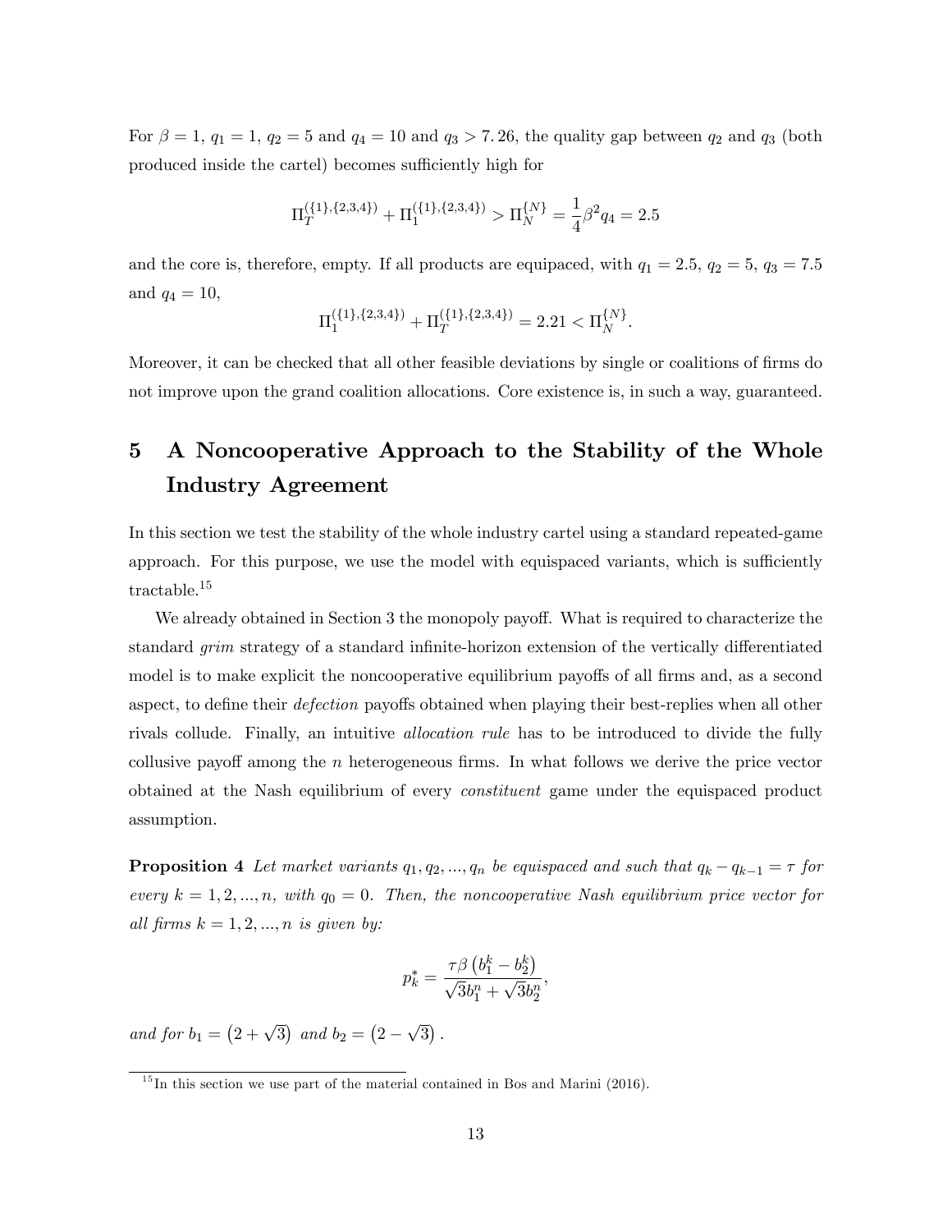For $\beta = 1$, $q_1 = 1$, $q_2 = 5$ and $q_4 = 10$ and $q_3 > 7.26$, the quality gap between $q_2$ and $q_3$ (both produced inside the cartel) becomes sufficiently high for

$$\Pi_T^{(\{1\},\{2,3,4\})} + \Pi_1^{(\{1\},\{2,3,4\})} > \Pi_N^{\{N\}} = \frac{1}{4}\beta^2 q_4 = 2.5$$

and the core is, therefore, empty. If all products are equipaced, with $q_1 = 2.5$, $q_2 = 5$, $q_3 = 7.5$ and $q_4 = 10$,

$$\Pi_1^{(\{1\},\{2,3,4\})} + \Pi_T^{(\{1\},\{2,3,4\})} = 2.21 < \Pi_N^{\{N\}}.$$

Moreover, it can be checked that all other feasible deviations by single or coalitions of firms do not improve upon the grand coalition allocations. Core existence is, in such a way, guaranteed.

# 5 A Noncooperative Approach to the Stability of the Whole Industry Agreement

In this section we test the stability of the whole industry cartel using a standard repeated-game approach. For this purpose, we use the model with equispaced variants, which is sufficiently tractable.[15]

We already obtained in Section 3 the monopoly payoff. What is required to characterize the standard *grim* strategy of a standard infinite-horizon extension of the vertically differentiated model is to make explicit the noncooperative equilibrium payoffs of all firms and, as a second aspect, to define their *defection* payoffs obtained when playing their best-replies when all other rivals collude. Finally, an intuitive *allocation rule* has to be introduced to divide the fully collusive payoff among the $n$ heterogeneous firms. In what follows we derive the price vector obtained at the Nash equilibrium of every *constituent* game under the equispaced product assumption.

**Proposition 4** *Let market variants $q_1, q_2, ..., q_n$ be equispaced and such that $q_k - q_{k-1} = \tau$ for every $k = 1, 2, ..., n$, with $q_0 = 0$. Then, the noncooperative Nash equilibrium price vector for all firms $k = 1, 2, ..., n$ is given by:*

$$p_k^* = \frac{\tau\beta\left(b_1^k - b_2^k\right)}{\sqrt{3}b_1^n + \sqrt{3}b_2^n},$$

*and for $b_1 = \left(2 + \sqrt{3}\right)$ and $b_2 = \left(2 - \sqrt{3}\right)$.*

[15] In this section we use part of the material contained in Bos and Marini (2016).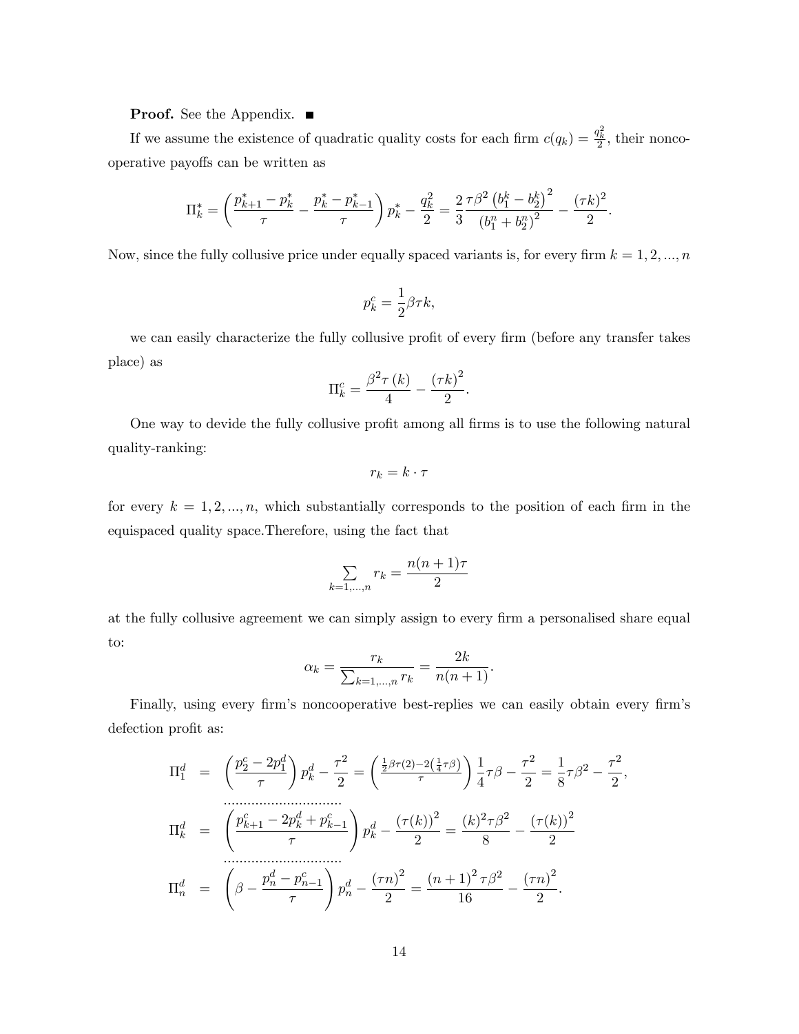**Proof.** See the Appendix. ∎

If we assume the existence of quadratic quality costs for each firm $c(q_k) = \frac{q_k^2}{2}$, their noncooperative payoffs can be written as

$$\Pi_k^* = \left( \frac{p_{k+1}^* - p_k^*}{\tau} - \frac{p_k^* - p_{k-1}^*}{\tau} \right) p_k^* - \frac{q_k^2}{2} = \frac{2}{3} \frac{\tau \beta^2 \left( b_1^k - b_2^k \right)^2}{\left( b_1^n + b_2^n \right)^2} - \frac{(\tau k)^2}{2}.$$

Now, since the fully collusive price under equally spaced variants is, for every firm $k = 1, 2, ..., n$

$$p_k^c = \frac{1}{2} \beta \tau k,$$

we can easily characterize the fully collusive profit of every firm (before any transfer takes place) as

$$\Pi_k^c = \frac{\beta^2 \tau (k)}{4} - \frac{(\tau k)^2}{2}.$$

One way to devide the fully collusive profit among all firms is to use the following natural quality-ranking:

$$r_k = k \cdot \tau$$

for every $k = 1, 2, ..., n$, which substantially corresponds to the position of each firm in the equispaced quality space.Therefore, using the fact that

$$\sum_{k=1,...,n} r_k = \frac{n(n+1)\tau}{2}$$

at the fully collusive agreement we can simply assign to every firm a personalised share equal to:

$$\alpha_k = \frac{r_k}{\sum_{k=1,...,n} r_k} = \frac{2k}{n(n+1)}.$$

Finally, using every firm's noncooperative best-replies we can easily obtain every firm's defection profit as:

$$\begin{aligned}
\Pi_1^d &= \left( \frac{p_2^c - 2p_1^d}{\tau} \right) p_k^d - \frac{\tau^2}{2} = \left( \frac{\frac{1}{2}\beta\tau(2) - 2\left(\frac{1}{4}\tau\beta\right)}{\tau} \right) \frac{1}{4}\tau\beta - \frac{\tau^2}{2} = \frac{1}{8}\tau\beta^2 - \frac{\tau^2}{2}, \\
&\quad \text{..............................} \\
\Pi_k^d &= \left( \frac{p_{k+1}^c - 2p_k^d + p_{k-1}^c}{\tau} \right) p_k^d - \frac{(\tau(k))^2}{2} = \frac{(k)^2 \tau \beta^2}{8} - \frac{(\tau(k))^2}{2} \\
&\quad \text{..............................} \\
\Pi_n^d &= \left( \beta - \frac{p_n^d - p_{n-1}^c}{\tau} \right) p_n^d - \frac{(\tau n)^2}{2} = \frac{(n+1)^2 \tau \beta^2}{16} - \frac{(\tau n)^2}{2}.
\end{aligned}$$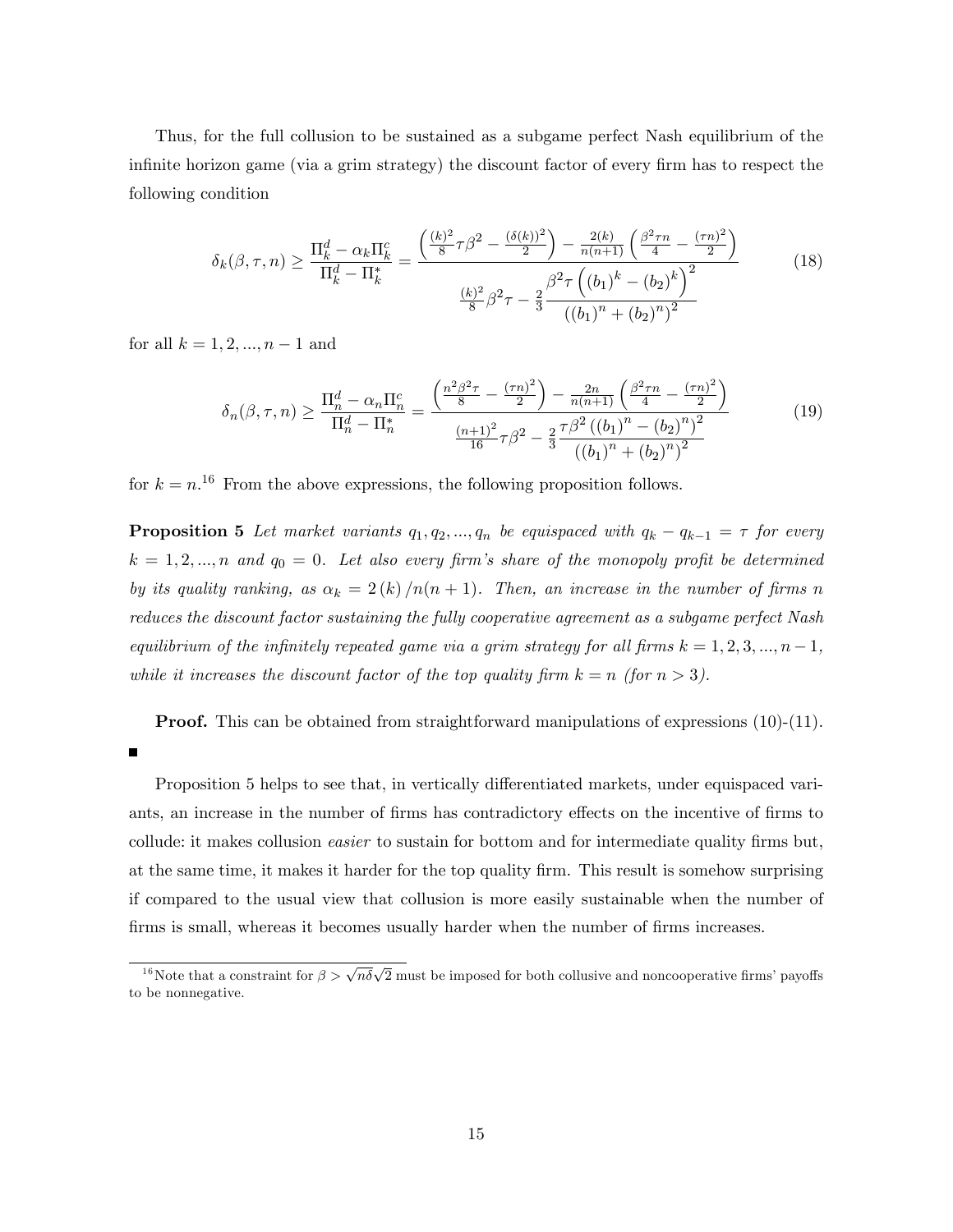Thus, for the full collusion to be sustained as a subgame perfect Nash equilibrium of the infinite horizon game (via a grim strategy) the discount factor of every firm has to respect the following condition

$$\delta_k(\beta,\tau,n) \geq \frac{\Pi_k^d - \alpha_k \Pi_k^c}{\Pi_k^d - \Pi_k^*} = \frac{\left(\frac{(k)^2}{8}\tau\beta^2 - \frac{(\delta(k))^2}{2}\right) - \frac{2(k)}{n(n+1)}\left(\frac{\beta^2\tau n}{4} - \frac{(\tau n)^2}{2}\right)}{\frac{(k)^2}{8}\beta^2\tau - \frac{2}{3}\frac{\beta^2\tau\left((b_1)^k - (b_2)^k\right)^2}{\left((b_1)^n + (b_2)^n\right)^2}} \tag{18}$$

for all $k = 1, 2, ..., n-1$ and

$$\delta_n(\beta,\tau,n) \geq \frac{\Pi_n^d - \alpha_n \Pi_n^c}{\Pi_n^d - \Pi_n^*} = \frac{\left(\frac{n^2\beta^2\tau}{8} - \frac{(\tau n)^2}{2}\right) - \frac{2n}{n(n+1)}\left(\frac{\beta^2\tau n}{4} - \frac{(\tau n)^2}{2}\right)}{\frac{(n+1)^2}{16}\tau\beta^2 - \frac{2}{3}\frac{\tau\beta^2\left((b_1)^n - (b_2)^n\right)^2}{\left((b_1)^n + (b_2)^n\right)^2}} \tag{19}$$

for $k = n$.[16] From the above expressions, the following proposition follows.

**Proposition 5** *Let market variants $q_1, q_2, ..., q_n$ be equispaced with $q_k - q_{k-1} = \tau$ for every $k = 1, 2, ..., n$ and $q_0 = 0$. Let also every firm's share of the monopoly profit be determined by its quality ranking, as $\alpha_k = 2(k)/n(n+1)$. Then, an increase in the number of firms $n$ reduces the discount factor sustaining the fully cooperative agreement as a subgame perfect Nash equilibrium of the infinitely repeated game via a grim strategy for all firms $k = 1, 2, 3, ..., n-1$, while it increases the discount factor of the top quality firm $k = n$ (for $n > 3$).*

**Proof.** This can be obtained from straightforward manipulations of expressions (10)-(11). ∎

Proposition 5 helps to see that, in vertically differentiated markets, under equispaced variants, an increase in the number of firms has contradictory effects on the incentive of firms to collude: it makes collusion *easier* to sustain for bottom and for intermediate quality firms but, at the same time, it makes it harder for the top quality firm. This result is somehow surprising if compared to the usual view that collusion is more easily sustainable when the number of firms is small, whereas it becomes usually harder when the number of firms increases.

[16] Note that a constraint for $\beta > \sqrt{n\delta}\sqrt{2}$ must be imposed for both collusive and noncooperative firms' payoffs to be nonnegative.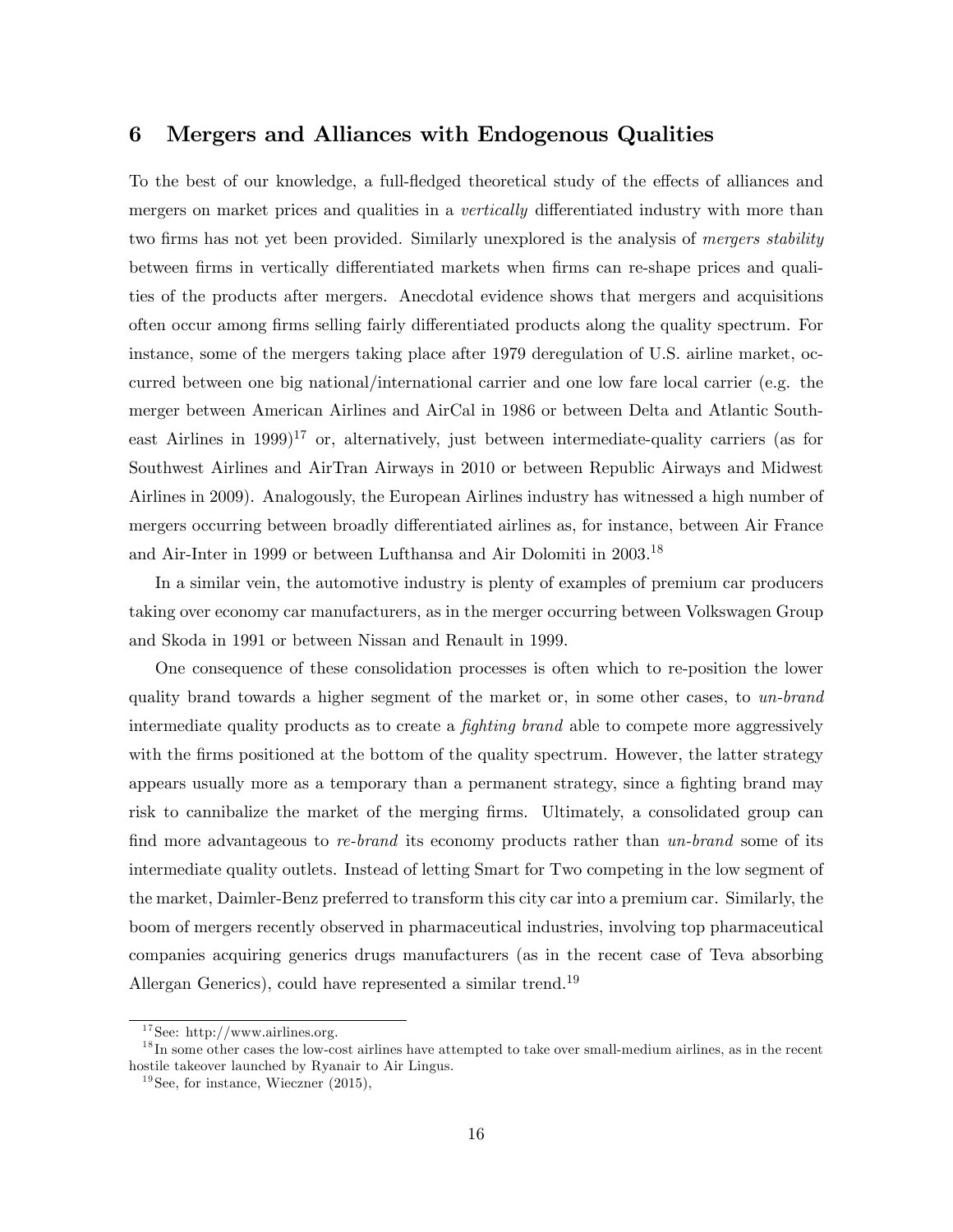## 6 Mergers and Alliances with Endogenous Qualities

To the best of our knowledge, a full-fledged theoretical study of the effects of alliances and mergers on market prices and qualities in a *vertically* differentiated industry with more than two firms has not yet been provided. Similarly unexplored is the analysis of *mergers stability* between firms in vertically differentiated markets when firms can re-shape prices and qualities of the products after mergers. Anecdotal evidence shows that mergers and acquisitions often occur among firms selling fairly differentiated products along the quality spectrum. For instance, some of the mergers taking place after 1979 deregulation of U.S. airline market, occurred between one big national/international carrier and one low fare local carrier (e.g. the merger between American Airlines and AirCal in 1986 or between Delta and Atlantic Southeast Airlines in 1999)[17] or, alternatively, just between intermediate-quality carriers (as for Southwest Airlines and AirTran Airways in 2010 or between Republic Airways and Midwest Airlines in 2009). Analogously, the European Airlines industry has witnessed a high number of mergers occurring between broadly differentiated airlines as, for instance, between Air France and Air-Inter in 1999 or between Lufthansa and Air Dolomiti in 2003.[18]

In a similar vein, the automotive industry is plenty of examples of premium car producers taking over economy car manufacturers, as in the merger occurring between Volkswagen Group and Skoda in 1991 or between Nissan and Renault in 1999.

One consequence of these consolidation processes is often which to re-position the lower quality brand towards a higher segment of the market or, in some other cases, to *un-brand* intermediate quality products as to create a *fighting brand* able to compete more aggressively with the firms positioned at the bottom of the quality spectrum. However, the latter strategy appears usually more as a temporary than a permanent strategy, since a fighting brand may risk to cannibalize the market of the merging firms. Ultimately, a consolidated group can find more advantageous to *re-brand* its economy products rather than *un-brand* some of its intermediate quality outlets. Instead of letting Smart for Two competing in the low segment of the market, Daimler-Benz preferred to transform this city car into a premium car. Similarly, the boom of mergers recently observed in pharmaceutical industries, involving top pharmaceutical companies acquiring generics drugs manufacturers (as in the recent case of Teva absorbing Allergan Generics), could have represented a similar trend.[19]

[17] See: http://www.airlines.org.

[18] In some other cases the low-cost airlines have attempted to take over small-medium airlines, as in the recent hostile takeover launched by Ryanair to Air Lingus.

[19] See, for instance, Wieczner (2015),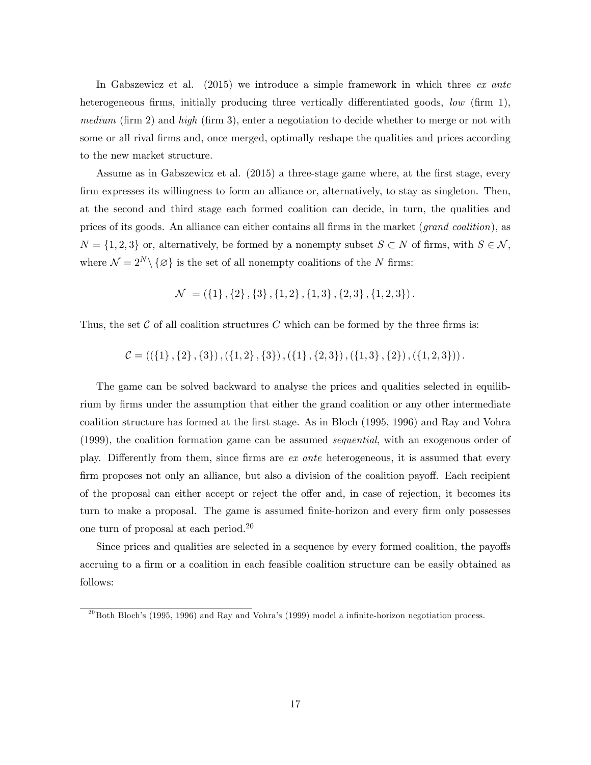In Gabszewicz et al. (2015) we introduce a simple framework in which three *ex ante* heterogeneous firms, initially producing three vertically differentiated goods, *low* (firm 1), *medium* (firm 2) and *high* (firm 3), enter a negotiation to decide whether to merge or not with some or all rival firms and, once merged, optimally reshape the qualities and prices according to the new market structure.

Assume as in Gabszewicz et al. (2015) a three-stage game where, at the first stage, every firm expresses its willingness to form an alliance or, alternatively, to stay as singleton. Then, at the second and third stage each formed coalition can decide, in turn, the qualities and prices of its goods. An alliance can either contains all firms in the market (*grand coalition*), as $N = \{1, 2, 3\}$ or, alternatively, be formed by a nonempty subset $S \subset N$ of firms, with $S \in \mathcal{N}$, where $\mathcal{N} = 2^N \setminus \{\varnothing\}$ is the set of all nonempty coalitions of the $N$ firms:

$$\mathcal{N} = (\{1\}, \{2\}, \{3\}, \{1, 2\}, \{1, 3\}, \{2, 3\}, \{1, 2, 3\}).$$

Thus, the set $\mathcal{C}$ of all coalition structures $C$ which can be formed by the three firms is:

$$\mathcal{C} = ((\{1\}, \{2\}, \{3\}), (\{1, 2\}, \{3\}), (\{1\}, \{2, 3\}), (\{1, 3\}, \{2\}), (\{1, 2, 3\})).$$

The game can be solved backward to analyse the prices and qualities selected in equilibrium by firms under the assumption that either the grand coalition or any other intermediate coalition structure has formed at the first stage. As in Bloch (1995, 1996) and Ray and Vohra (1999), the coalition formation game can be assumed *sequential*, with an exogenous order of play. Differently from them, since firms are *ex ante* heterogeneous, it is assumed that every firm proposes not only an alliance, but also a division of the coalition payoff. Each recipient of the proposal can either accept or reject the offer and, in case of rejection, it becomes its turn to make a proposal. The game is assumed finite-horizon and every firm only possesses one turn of proposal at each period.[20]

Since prices and qualities are selected in a sequence by every formed coalition, the payoffs accruing to a firm or a coalition in each feasible coalition structure can be easily obtained as follows:

[20] Both Bloch's (1995, 1996) and Ray and Vohra's (1999) model a infinite-horizon negotiation process.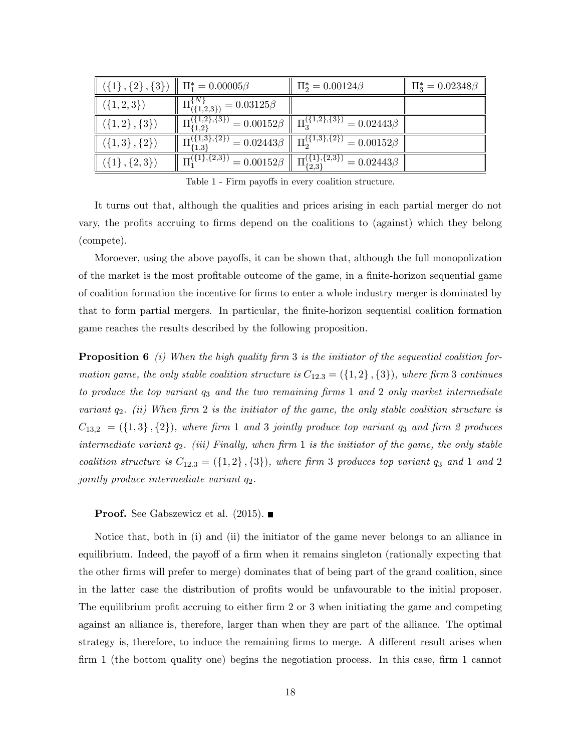| | | | |
|---|---|---|---|
| $(\{1\},\{2\},\{3\})$ | $\Pi_1^* = 0.00005\beta$ | $\Pi_2^* = 0.00124\beta$ | $\Pi_3^* = 0.02348\beta$ |
| $(\{1,2,3\})$ | $\Pi_{(\{1,2,3\})}^{\{N\}} = 0.03125\beta$ | | |
| $(\{1,2\},\{3\})$ | $\Pi_{\{1,2\}}^{(\{1,2\},\{3\})} = 0.00152\beta$ | $\Pi_3^{(\{1,2\},\{3\})} = 0.02443\beta$ | |
| $(\{1,3\},\{2\})$ | $\Pi_{\{1,3\}}^{(\{1,3\},\{2\})} = 0.02443\beta$ | $\Pi_2^{(\{1,3\},\{2\})} = 0.00152\beta$ | |
| $(\{1\},\{2,3\})$ | $\Pi_1^{(\{1\},\{2,3\})} = 0.00152\beta$ | $\Pi_{\{2,3\}}^{(\{1\},\{2,3\})} = 0.02443\beta$ | |

Table 1 - Firm payoffs in every coalition structure.

It turns out that, although the qualities and prices arising in each partial merger do not vary, the profits accruing to firms depend on the coalitions to (against) which they belong (compete).

Moroever, using the above payoffs, it can be shown that, although the full monopolization of the market is the most profitable outcome of the game, in a finite-horizon sequential game of coalition formation the incentive for firms to enter a whole industry merger is dominated by that to form partial mergers. In particular, the finite-horizon sequential coalition formation game reaches the results described by the following proposition.

**Proposition 6** *(i) When the high quality firm* 3 *is the initiator of the sequential coalition formation game, the only stable coalition structure is* $C_{12.3} = (\{1,2\},\{3\})$*, where firm* 3 *continues to produce the top variant* $q_3$ *and the two remaining firms* 1 *and* 2 *only market intermediate variant* $q_2$*. (ii) When firm* 2 *is the initiator of the game, the only stable coalition structure is* $C_{13,2} = (\{1,3\},\{2\})$*, where firm* 1 *and* 3 *jointly produce top variant* $q_3$ *and firm 2 produces intermediate variant* $q_2$*. (iii) Finally, when firm* 1 *is the initiator of the game, the only stable coalition structure is* $C_{12.3} = (\{1,2\},\{3\})$*, where firm* 3 *produces top variant* $q_3$ *and* 1 *and* 2 *jointly produce intermediate variant* $q_2$*.*

**Proof.** See Gabszewicz et al. (2015). ■

Notice that, both in (i) and (ii) the initiator of the game never belongs to an alliance in equilibrium. Indeed, the payoff of a firm when it remains singleton (rationally expecting that the other firms will prefer to merge) dominates that of being part of the grand coalition, since in the latter case the distribution of profits would be unfavourable to the initial proposer. The equilibrium profit accruing to either firm 2 or 3 when initiating the game and competing against an alliance is, therefore, larger than when they are part of the alliance. The optimal strategy is, therefore, to induce the remaining firms to merge. A different result arises when firm 1 (the bottom quality one) begins the negotiation process. In this case, firm 1 cannot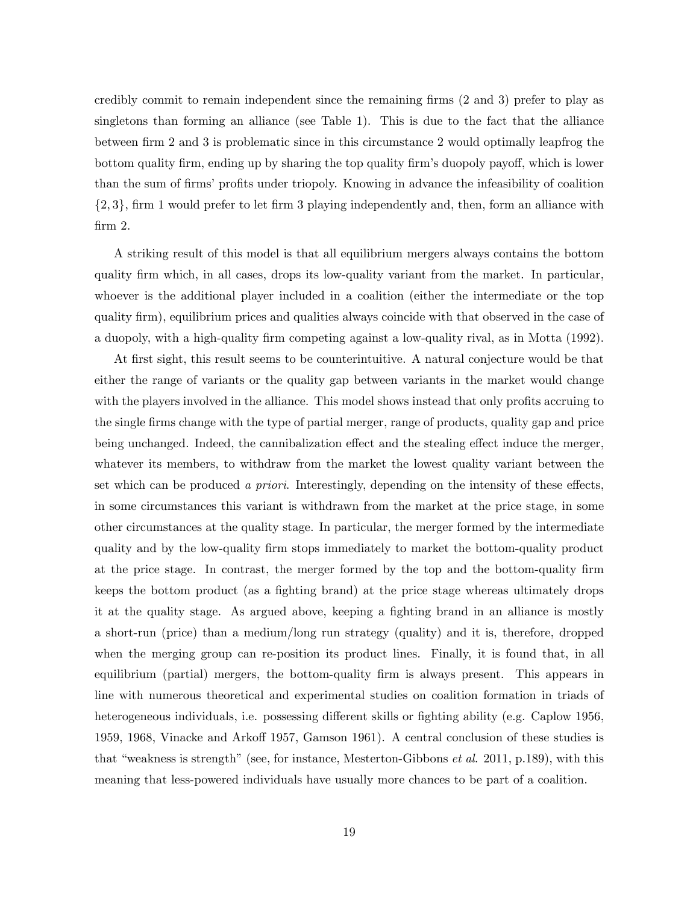credibly commit to remain independent since the remaining firms (2 and 3) prefer to play as singletons than forming an alliance (see Table 1). This is due to the fact that the alliance between firm 2 and 3 is problematic since in this circumstance 2 would optimally leapfrog the bottom quality firm, ending up by sharing the top quality firm's duopoly payoff, which is lower than the sum of firms' profits under triopoly. Knowing in advance the infeasibility of coalition $\{2, 3\}$, firm 1 would prefer to let firm 3 playing independently and, then, form an alliance with firm 2.

A striking result of this model is that all equilibrium mergers always contains the bottom quality firm which, in all cases, drops its low-quality variant from the market. In particular, whoever is the additional player included in a coalition (either the intermediate or the top quality firm), equilibrium prices and qualities always coincide with that observed in the case of a duopoly, with a high-quality firm competing against a low-quality rival, as in Motta (1992).

At first sight, this result seems to be counterintuitive. A natural conjecture would be that either the range of variants or the quality gap between variants in the market would change with the players involved in the alliance. This model shows instead that only profits accruing to the single firms change with the type of partial merger, range of products, quality gap and price being unchanged. Indeed, the cannibalization effect and the stealing effect induce the merger, whatever its members, to withdraw from the market the lowest quality variant between the set which can be produced *a priori*. Interestingly, depending on the intensity of these effects, in some circumstances this variant is withdrawn from the market at the price stage, in some other circumstances at the quality stage. In particular, the merger formed by the intermediate quality and by the low-quality firm stops immediately to market the bottom-quality product at the price stage. In contrast, the merger formed by the top and the bottom-quality firm keeps the bottom product (as a fighting brand) at the price stage whereas ultimately drops it at the quality stage. As argued above, keeping a fighting brand in an alliance is mostly a short-run (price) than a medium/long run strategy (quality) and it is, therefore, dropped when the merging group can re-position its product lines. Finally, it is found that, in all equilibrium (partial) mergers, the bottom-quality firm is always present. This appears in line with numerous theoretical and experimental studies on coalition formation in triads of heterogeneous individuals, i.e. possessing different skills or fighting ability (e.g. Caplow 1956, 1959, 1968, Vinacke and Arkoff 1957, Gamson 1961). A central conclusion of these studies is that "weakness is strength" (see, for instance, Mesterton-Gibbons *et al*. 2011, p.189), with this meaning that less-powered individuals have usually more chances to be part of a coalition.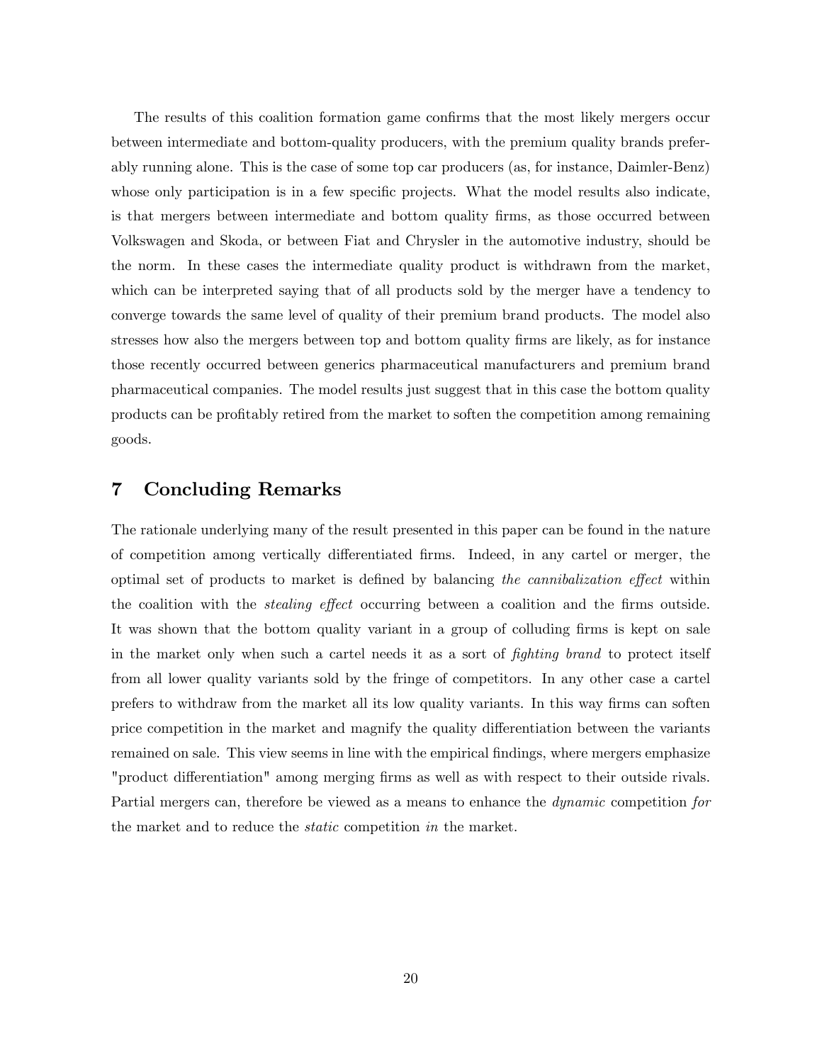The results of this coalition formation game confirms that the most likely mergers occur between intermediate and bottom-quality producers, with the premium quality brands preferably running alone. This is the case of some top car producers (as, for instance, Daimler-Benz) whose only participation is in a few specific projects. What the model results also indicate, is that mergers between intermediate and bottom quality firms, as those occurred between Volkswagen and Skoda, or between Fiat and Chrysler in the automotive industry, should be the norm. In these cases the intermediate quality product is withdrawn from the market, which can be interpreted saying that of all products sold by the merger have a tendency to converge towards the same level of quality of their premium brand products. The model also stresses how also the mergers between top and bottom quality firms are likely, as for instance those recently occurred between generics pharmaceutical manufacturers and premium brand pharmaceutical companies. The model results just suggest that in this case the bottom quality products can be profitably retired from the market to soften the competition among remaining goods.

# 7 Concluding Remarks

The rationale underlying many of the result presented in this paper can be found in the nature of competition among vertically differentiated firms. Indeed, in any cartel or merger, the optimal set of products to market is defined by balancing *the cannibalization effect* within the coalition with the *stealing effect* occurring between a coalition and the firms outside. It was shown that the bottom quality variant in a group of colluding firms is kept on sale in the market only when such a cartel needs it as a sort of *fighting brand* to protect itself from all lower quality variants sold by the fringe of competitors. In any other case a cartel prefers to withdraw from the market all its low quality variants. In this way firms can soften price competition in the market and magnify the quality differentiation between the variants remained on sale. This view seems in line with the empirical findings, where mergers emphasize "product differentiation" among merging firms as well as with respect to their outside rivals. Partial mergers can, therefore be viewed as a means to enhance the *dynamic* competition *for* the market and to reduce the *static* competition *in* the market.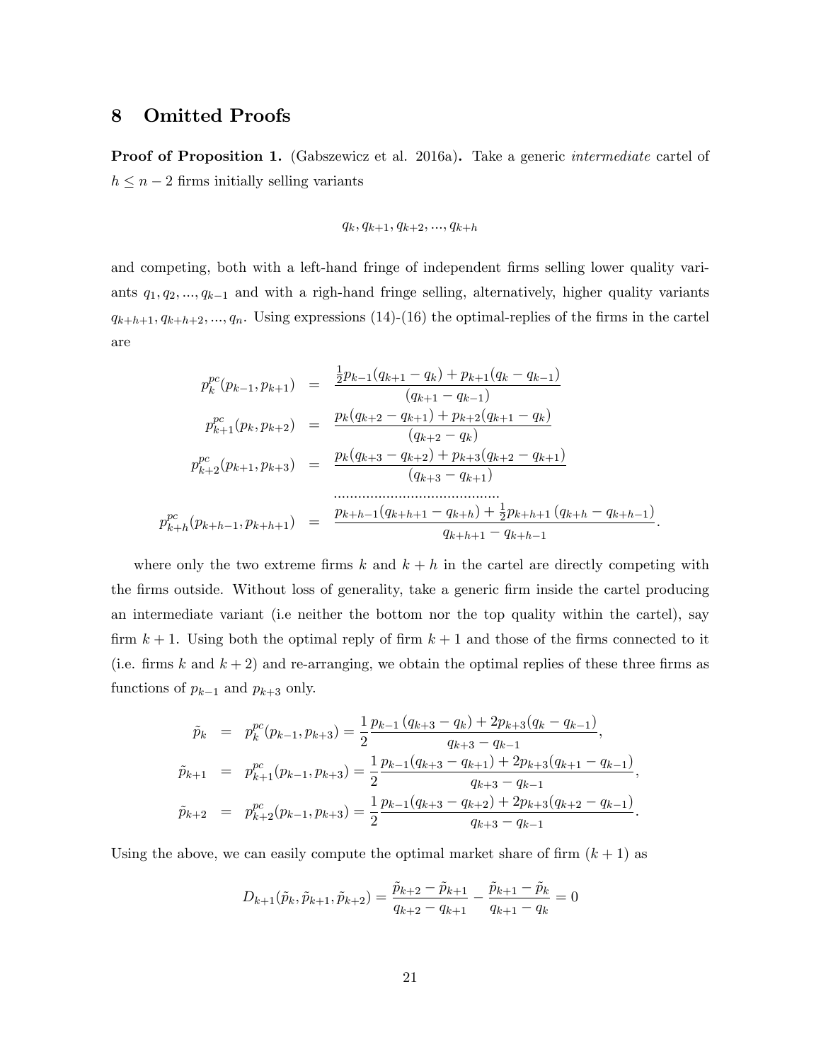# 8 Omitted Proofs

**Proof of Proposition 1.** (Gabszewicz et al. 2016a)**.** Take a generic *intermediate* cartel of $h \leq n-2$ firms initially selling variants

$$q_k, q_{k+1}, q_{k+2}, ..., q_{k+h}$$

and competing, both with a left-hand fringe of independent firms selling lower quality variants $q_1, q_2, ..., q_{k-1}$ and with a righ-hand fringe selling, alternatively, higher quality variants $q_{k+h+1}, q_{k+h+2}, ..., q_n$. Using expressions (14)-(16) the optimal-replies of the firms in the cartel are

$$\begin{aligned}
p_k^{pc}(p_{k-1}, p_{k+1}) &= \frac{\frac{1}{2}p_{k-1}(q_{k+1}-q_k) + p_{k+1}(q_k - q_{k-1})}{(q_{k+1}-q_{k-1})} \\
p_{k+1}^{pc}(p_k, p_{k+2}) &= \frac{p_k(q_{k+2}-q_{k+1}) + p_{k+2}(q_{k+1}-q_k)}{(q_{k+2}-q_k)} \\
p_{k+2}^{pc}(p_{k+1}, p_{k+3}) &= \frac{p_k(q_{k+3}-q_{k+2}) + p_{k+3}(q_{k+2}-q_{k+1})}{(q_{k+3}-q_{k+1})} \\
&\quad ......................................... \\
p_{k+h}^{pc}(p_{k+h-1}, p_{k+h+1}) &= \frac{p_{k+h-1}(q_{k+h+1}-q_{k+h}) + \frac{1}{2}p_{k+h+1}(q_{k+h}-q_{k+h-1})}{q_{k+h+1}-q_{k+h-1}}.
\end{aligned}$$

where only the two extreme firms $k$ and $k+h$ in the cartel are directly competing with the firms outside. Without loss of generality, take a generic firm inside the cartel producing an intermediate variant (i.e neither the bottom nor the top quality within the cartel), say firm $k+1$. Using both the optimal reply of firm $k+1$ and those of the firms connected to it (i.e. firms $k$ and $k+2$) and re-arranging, we obtain the optimal replies of these three firms as functions of $p_{k-1}$ and $p_{k+3}$ only.

$$\begin{aligned}
\tilde{p}_k &= p_k^{pc}(p_{k-1}, p_{k+3}) = \frac{1}{2}\frac{p_{k-1}(q_{k+3}-q_k) + 2p_{k+3}(q_k - q_{k-1})}{q_{k+3}-q_{k-1}}, \\
\tilde{p}_{k+1} &= p_{k+1}^{pc}(p_{k-1}, p_{k+3}) = \frac{1}{2}\frac{p_{k-1}(q_{k+3}-q_{k+1}) + 2p_{k+3}(q_{k+1}-q_{k-1})}{q_{k+3}-q_{k-1}}, \\
\tilde{p}_{k+2} &= p_{k+2}^{pc}(p_{k-1}, p_{k+3}) = \frac{1}{2}\frac{p_{k-1}(q_{k+3}-q_{k+2}) + 2p_{k+3}(q_{k+2}-q_{k-1})}{q_{k+3}-q_{k-1}}.
\end{aligned}$$

Using the above, we can easily compute the optimal market share of firm $(k+1)$ as

$$D_{k+1}(\tilde{p}_k, \tilde{p}_{k+1}, \tilde{p}_{k+2}) = \frac{\tilde{p}_{k+2}-\tilde{p}_{k+1}}{q_{k+2}-q_{k+1}} - \frac{\tilde{p}_{k+1}-\tilde{p}_k}{q_{k+1}-q_k} = 0$$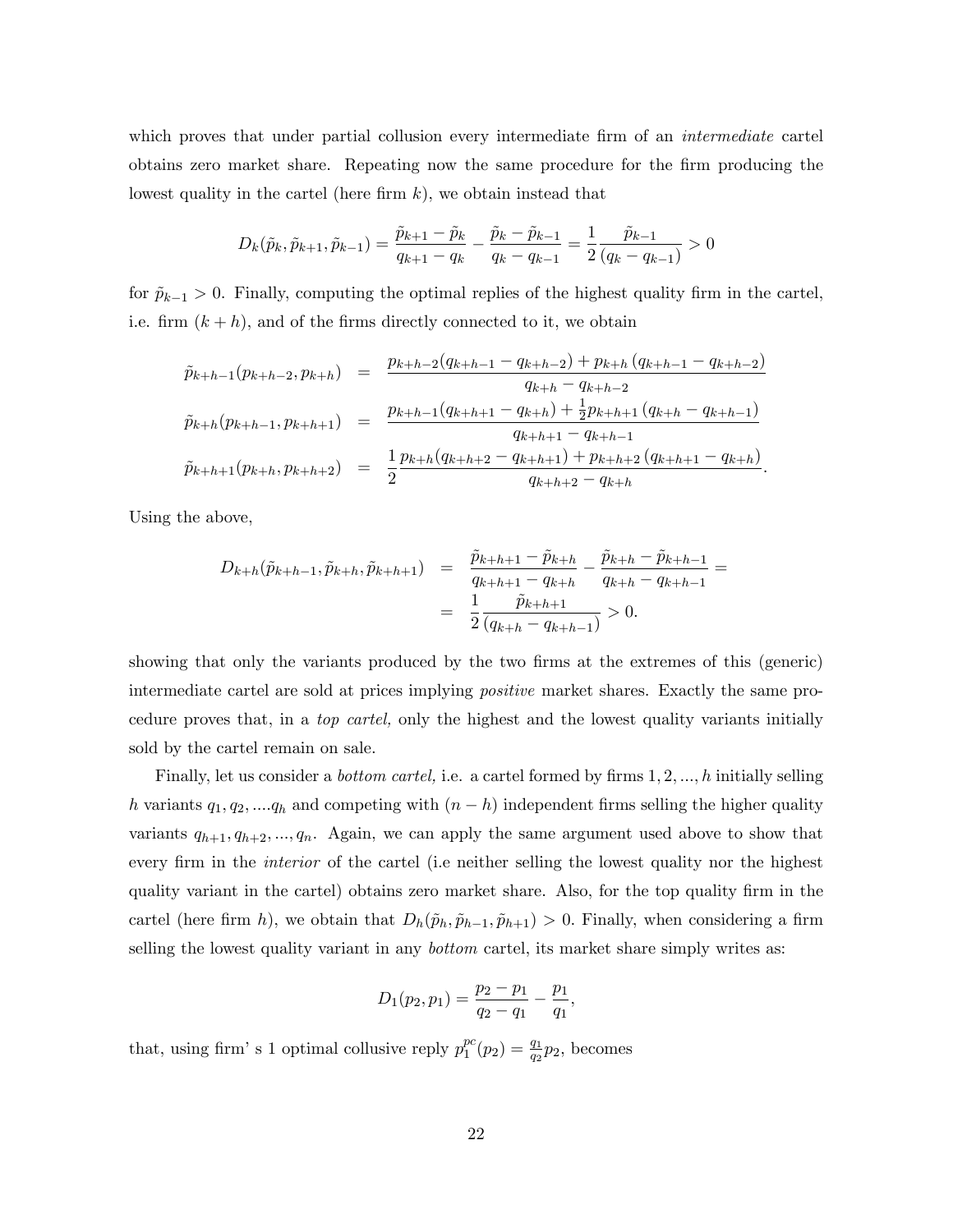which proves that under partial collusion every intermediate firm of an *intermediate* cartel obtains zero market share. Repeating now the same procedure for the firm producing the lowest quality in the cartel (here firm $k$), we obtain instead that

$$D_k(\tilde{p}_k, \tilde{p}_{k+1}, \tilde{p}_{k-1}) = \frac{\tilde{p}_{k+1} - \tilde{p}_k}{q_{k+1} - q_k} - \frac{\tilde{p}_k - \tilde{p}_{k-1}}{q_k - q_{k-1}} = \frac{1}{2}\frac{\tilde{p}_{k-1}}{(q_k - q_{k-1})} > 0$$

for $\tilde{p}_{k-1} > 0$. Finally, computing the optimal replies of the highest quality firm in the cartel, i.e. firm $(k+h)$, and of the firms directly connected to it, we obtain

$$\begin{aligned}
\tilde{p}_{k+h-1}(p_{k+h-2}, p_{k+h}) &= \frac{p_{k+h-2}(q_{k+h-1} - q_{k+h-2}) + p_{k+h}\,(q_{k+h-1} - q_{k+h-2})}{q_{k+h} - q_{k+h-2}} \\
\tilde{p}_{k+h}(p_{k+h-1}, p_{k+h+1}) &= \frac{p_{k+h-1}(q_{k+h+1} - q_{k+h}) + \frac{1}{2}p_{k+h+1}\,(q_{k+h} - q_{k+h-1})}{q_{k+h+1} - q_{k+h-1}} \\
\tilde{p}_{k+h+1}(p_{k+h}, p_{k+h+2}) &= \frac{1}{2}\frac{p_{k+h}(q_{k+h+2} - q_{k+h+1}) + p_{k+h+2}\,(q_{k+h+1} - q_{k+h})}{q_{k+h+2} - q_{k+h}}.
\end{aligned}$$

Using the above,

$$\begin{aligned}
D_{k+h}(\tilde{p}_{k+h-1}, \tilde{p}_{k+h}, \tilde{p}_{k+h+1}) &= \frac{\tilde{p}_{k+h+1} - \tilde{p}_{k+h}}{q_{k+h+1} - q_{k+h}} - \frac{\tilde{p}_{k+h} - \tilde{p}_{k+h-1}}{q_{k+h} - q_{k+h-1}} = \\
&= \frac{1}{2}\frac{\tilde{p}_{k+h+1}}{(q_{k+h} - q_{k+h-1})} > 0.
\end{aligned}$$

showing that only the variants produced by the two firms at the extremes of this (generic) intermediate cartel are sold at prices implying *positive* market shares. Exactly the same procedure proves that, in a *top cartel*, only the highest and the lowest quality variants initially sold by the cartel remain on sale.

Finally, let us consider a *bottom cartel,* i.e. a cartel formed by firms $1, 2, ..., h$ initially selling $h$ variants $q_1, q_2, ....q_h$ and competing with $(n-h)$ independent firms selling the higher quality variants $q_{h+1}, q_{h+2}, ..., q_n$. Again, we can apply the same argument used above to show that every firm in the *interior* of the cartel (i.e neither selling the lowest quality nor the highest quality variant in the cartel) obtains zero market share. Also, for the top quality firm in the cartel (here firm $h$), we obtain that $D_h(\tilde{p}_h, \tilde{p}_{h-1}, \tilde{p}_{h+1}) > 0$. Finally, when considering a firm selling the lowest quality variant in any *bottom* cartel, its market share simply writes as:

$$D_1(p_2, p_1) = \frac{p_2 - p_1}{q_2 - q_1} - \frac{p_1}{q_1},$$

that, using firm' s 1 optimal collusive reply $p_1^{pc}(p_2) = \frac{q_1}{q_2}p_2$, becomes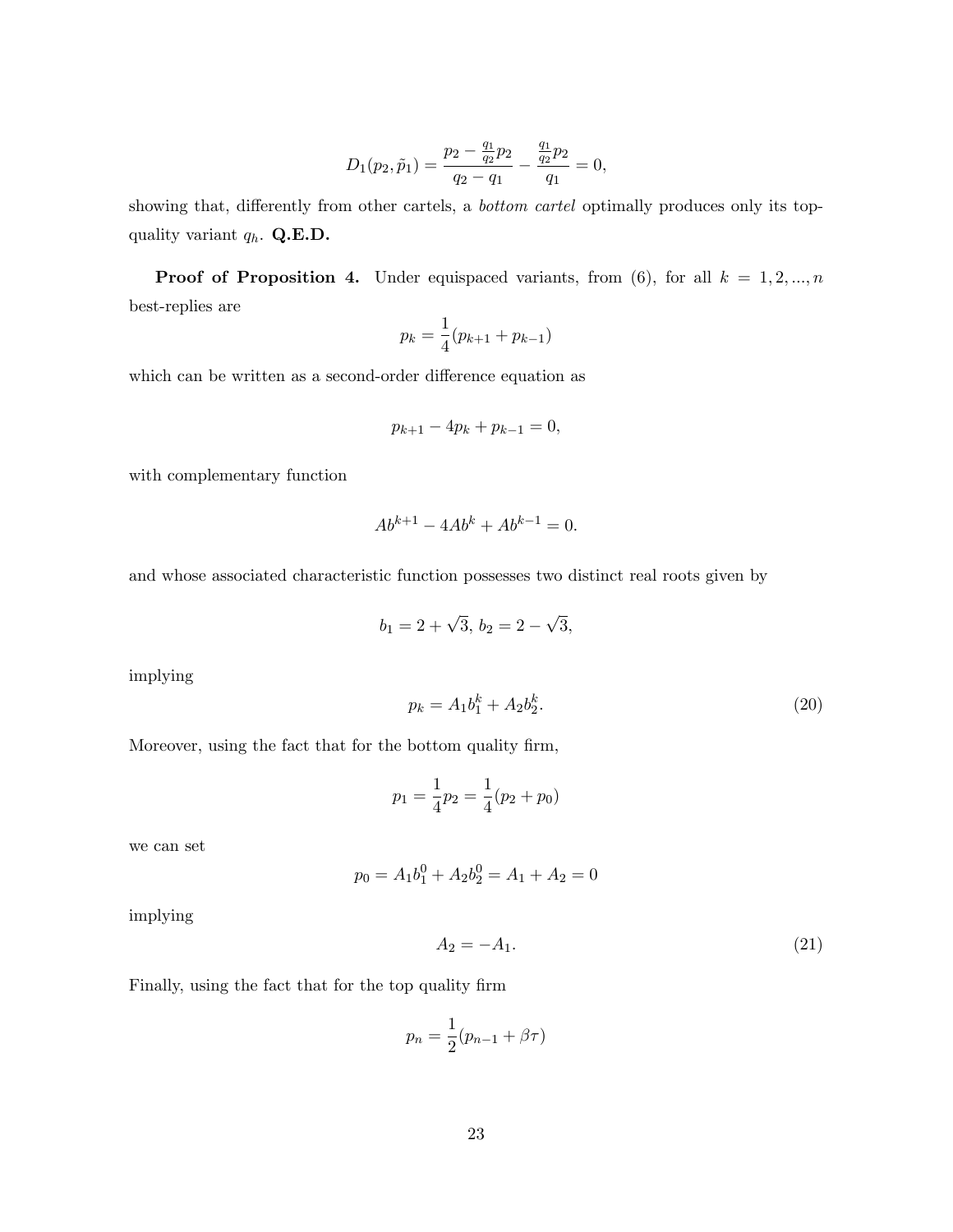$$D_1(p_2, \tilde{p}_1) = \frac{p_2 - \frac{q_1}{q_2}p_2}{q_2 - q_1} - \frac{\frac{q_1}{q_2}p_2}{q_1} = 0,$$

showing that, differently from other cartels, a *bottom cartel* optimally produces only its top-quality variant $q_h$. **Q.E.D.**

**Proof of Proposition 4.** Under equispaced variants, from (6), for all $k = 1, 2, ..., n$ best-replies are

$$p_k = \frac{1}{4}(p_{k+1} + p_{k-1})$$

which can be written as a second-order difference equation as

$$p_{k+1} - 4p_k + p_{k-1} = 0,$$

with complementary function

$$Ab^{k+1} - 4Ab^k + Ab^{k-1} = 0.$$

and whose associated characteristic function possesses two distinct real roots given by

$$b_1 = 2 + \sqrt{3},\ b_2 = 2 - \sqrt{3},$$

implying

$$p_k = A_1 b_1^k + A_2 b_2^k. \tag{20}$$

Moreover, using the fact that for the bottom quality firm,

$$p_1 = \frac{1}{4}p_2 = \frac{1}{4}(p_2 + p_0)$$

we can set

$$p_0 = A_1 b_1^0 + A_2 b_2^0 = A_1 + A_2 = 0$$

implying

$$A_2 = -A_1. \tag{21}$$

Finally, using the fact that for the top quality firm

$$p_n = \frac{1}{2}(p_{n-1} + \beta\tau)$$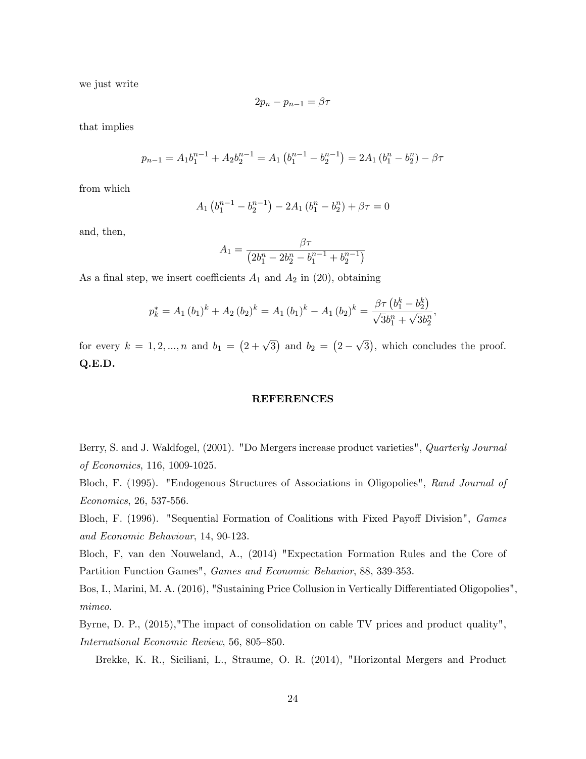we just write

$$2p_n - p_{n-1} = \beta\tau$$

that implies

$$p_{n-1} = A_1 b_1^{n-1} + A_2 b_2^{n-1} = A_1 \left(b_1^{n-1} - b_2^{n-1}\right) = 2A_1 \left(b_1^n - b_2^n\right) - \beta\tau$$

from which

$$A_1 \left(b_1^{n-1} - b_2^{n-1}\right) - 2A_1 \left(b_1^n - b_2^n\right) + \beta\tau = 0$$

and, then,

$$A_1 = \frac{\beta\tau}{\left(2b_1^n - 2b_2^n - b_1^{n-1} + b_2^{n-1}\right)}$$

As a final step, we insert coefficients $A_1$ and $A_2$ in (20), obtaining

$$p_k^* = A_1 (b_1)^k + A_2 (b_2)^k = A_1 (b_1)^k - A_1 (b_2)^k = \frac{\beta\tau \left(b_1^k - b_2^k\right)}{\sqrt{3}b_1^n + \sqrt{3}b_2^n},$$

for every $k = 1, 2, ..., n$ and $b_1 = \left(2 + \sqrt{3}\right)$ and $b_2 = \left(2 - \sqrt{3}\right)$, which concludes the proof. **Q.E.D.**

## REFERENCES

Berry, S. and J. Waldfogel, (2001). "Do Mergers increase product varieties", *Quarterly Journal of Economics*, 116, 1009-1025.

Bloch, F. (1995). "Endogenous Structures of Associations in Oligopolies", *Rand Journal of Economics*, 26, 537-556.

Bloch, F. (1996). "Sequential Formation of Coalitions with Fixed Payoff Division", *Games and Economic Behaviour*, 14, 90-123.

Bloch, F, van den Nouweland, A., (2014) "Expectation Formation Rules and the Core of Partition Function Games", *Games and Economic Behavior*, 88, 339-353.

Bos, I., Marini, M. A. (2016), "Sustaining Price Collusion in Vertically Differentiated Oligopolies", *mimeo*.

Byrne, D. P., (2015),"The impact of consolidation on cable TV prices and product quality", *International Economic Review*, 56, 805–850.

Brekke, K. R., Siciliani, L., Straume, O. R. (2014), "Horizontal Mergers and Product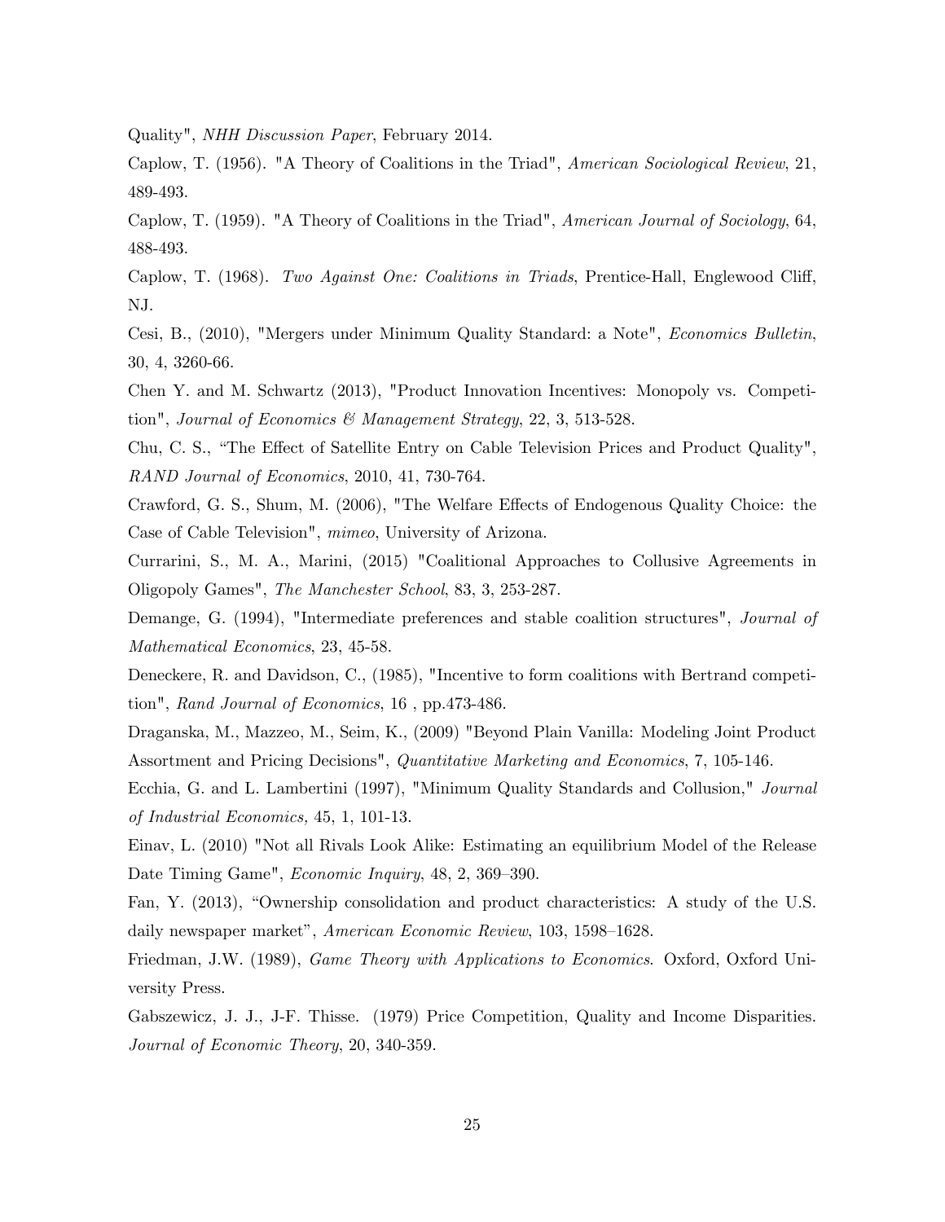Quality", *NHH Discussion Paper*, February 2014.

Caplow, T. (1956). "A Theory of Coalitions in the Triad", *American Sociological Review*, 21, 489-493.

Caplow, T. (1959). "A Theory of Coalitions in the Triad", *American Journal of Sociology*, 64, 488-493.

Caplow, T. (1968). *Two Against One: Coalitions in Triads*, Prentice-Hall, Englewood Cliff, NJ.

Cesi, B., (2010), "Mergers under Minimum Quality Standard: a Note", *Economics Bulletin*, 30, 4, 3260-66.

Chen Y. and M. Schwartz (2013), "Product Innovation Incentives: Monopoly vs. Competition", *Journal of Economics & Management Strategy*, 22, 3, 513-528.

Chu, C. S., "The Effect of Satellite Entry on Cable Television Prices and Product Quality", *RAND Journal of Economics*, 2010, 41, 730-764.

Crawford, G. S., Shum, M. (2006), "The Welfare Effects of Endogenous Quality Choice: the Case of Cable Television", *mimeo*, University of Arizona.

Currarini, S., M. A., Marini, (2015) "Coalitional Approaches to Collusive Agreements in Oligopoly Games", *The Manchester School*, 83, 3, 253-287.

Demange, G. (1994), "Intermediate preferences and stable coalition structures", *Journal of Mathematical Economics*, 23, 45-58.

Deneckere, R. and Davidson, C., (1985), "Incentive to form coalitions with Bertrand competition", *Rand Journal of Economics*, 16 , pp.473-486.

Draganska, M., Mazzeo, M., Seim, K., (2009) "Beyond Plain Vanilla: Modeling Joint Product Assortment and Pricing Decisions", *Quantitative Marketing and Economics*, 7, 105-146.

Ecchia, G. and L. Lambertini (1997), "Minimum Quality Standards and Collusion," *Journal of Industrial Economics,* 45, 1, 101-13.

Einav, L. (2010) "Not all Rivals Look Alike: Estimating an equilibrium Model of the Release Date Timing Game", *Economic Inquiry*, 48, 2, 369–390.

Fan, Y. (2013), "Ownership consolidation and product characteristics: A study of the U.S. daily newspaper market", *American Economic Review*, 103, 1598–1628.

Friedman, J.W. (1989), *Game Theory with Applications to Economics*. Oxford, Oxford University Press.

Gabszewicz, J. J., J-F. Thisse. (1979) Price Competition, Quality and Income Disparities. *Journal of Economic Theory*, 20, 340-359.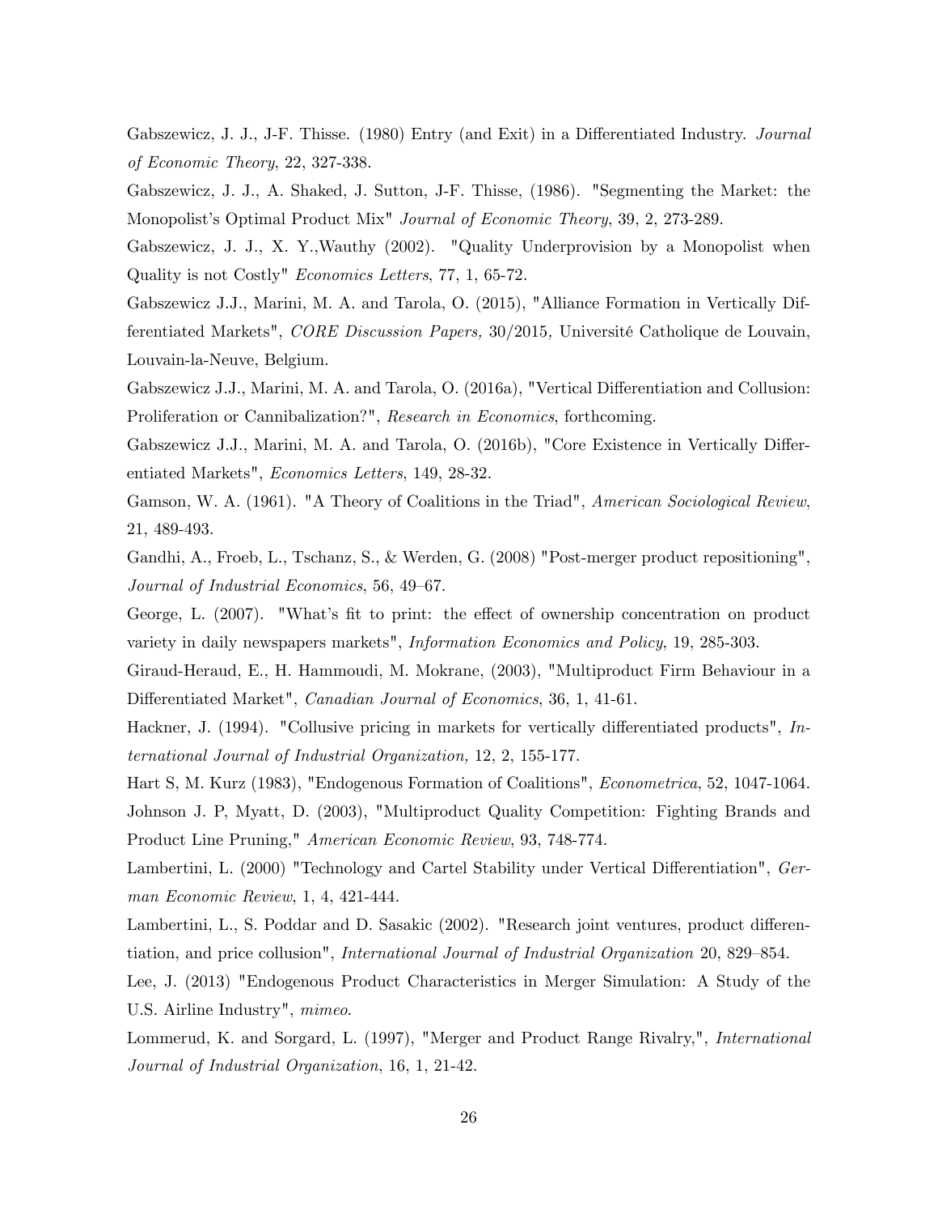Gabszewicz, J. J., J-F. Thisse. (1980) Entry (and Exit) in a Differentiated Industry. *Journal of Economic Theory*, 22, 327-338.

Gabszewicz, J. J., A. Shaked, J. Sutton, J-F. Thisse, (1986). "Segmenting the Market: the Monopolist's Optimal Product Mix" *Journal of Economic Theory*, 39, 2, 273-289.

Gabszewicz, J. J., X. Y.,Wauthy (2002). "Quality Underprovision by a Monopolist when Quality is not Costly" *Economics Letters*, 77, 1, 65-72.

Gabszewicz J.J., Marini, M. A. and Tarola, O. (2015), "Alliance Formation in Vertically Differentiated Markets", *CORE Discussion Papers, 30/2015,* Université Catholique de Louvain, Louvain-la-Neuve, Belgium.

Gabszewicz J.J., Marini, M. A. and Tarola, O. (2016a), "Vertical Differentiation and Collusion: Proliferation or Cannibalization?", *Research in Economics*, forthcoming.

Gabszewicz J.J., Marini, M. A. and Tarola, O. (2016b), "Core Existence in Vertically Differentiated Markets", *Economics Letters*, 149, 28-32.

Gamson, W. A. (1961). "A Theory of Coalitions in the Triad", *American Sociological Review*, 21, 489-493.

Gandhi, A., Froeb, L., Tschanz, S., & Werden, G. (2008) "Post-merger product repositioning", *Journal of Industrial Economics*, 56, 49–67.

George, L. (2007). "What's fit to print: the effect of ownership concentration on product variety in daily newspapers markets", *Information Economics and Policy*, 19, 285-303.

Giraud-Heraud, E., H. Hammoudi, M. Mokrane, (2003), "Multiproduct Firm Behaviour in a Differentiated Market", *Canadian Journal of Economics*, 36, 1, 41-61.

Hackner, J. (1994). "Collusive pricing in markets for vertically differentiated products", *International Journal of Industrial Organization,* 12, 2, 155-177.

Hart S, M. Kurz (1983), "Endogenous Formation of Coalitions", *Econometrica*, 52, 1047-1064.

Johnson J. P, Myatt, D. (2003), "Multiproduct Quality Competition: Fighting Brands and Product Line Pruning," *American Economic Review*, 93, 748-774.

Lambertini, L. (2000) "Technology and Cartel Stability under Vertical Differentiation", *German Economic Review*, 1, 4, 421-444.

Lambertini, L., S. Poddar and D. Sasakic (2002). "Research joint ventures, product differentiation, and price collusion", *International Journal of Industrial Organization* 20, 829–854.

Lee, J. (2013) "Endogenous Product Characteristics in Merger Simulation: A Study of the U.S. Airline Industry", *mimeo*.

Lommerud, K. and Sorgard, L. (1997), "Merger and Product Range Rivalry,", *International Journal of Industrial Organization*, 16, 1, 21-42.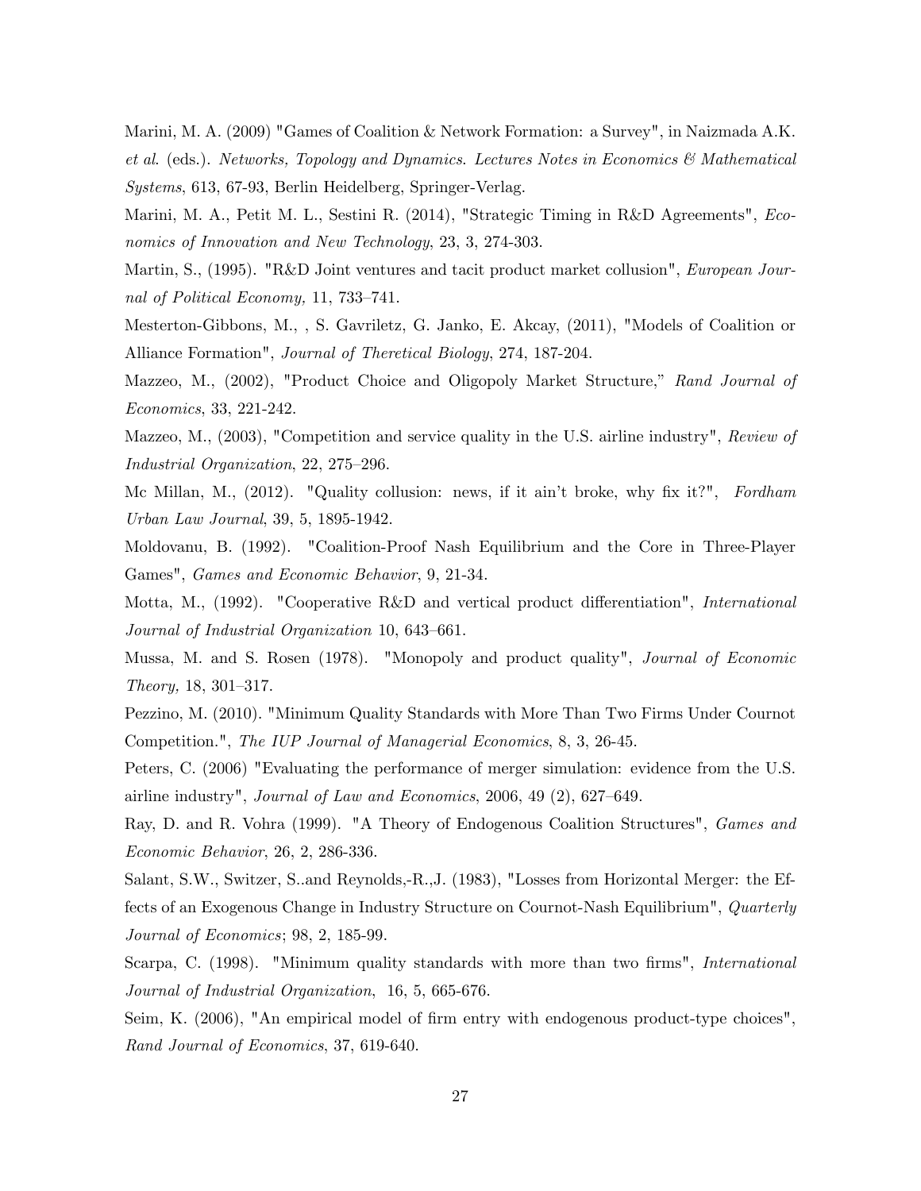Marini, M. A. (2009) "Games of Coalition & Network Formation: a Survey", in Naizmada A.K. *et al*. (eds.). *Networks, Topology and Dynamics. Lectures Notes in Economics & Mathematical Systems*, 613, 67-93, Berlin Heidelberg, Springer-Verlag.

Marini, M. A., Petit M. L., Sestini R. (2014), "Strategic Timing in R&D Agreements", *Economics of Innovation and New Technology*, 23, 3, 274-303.

Martin, S., (1995). "R&D Joint ventures and tacit product market collusion", *European Journal of Political Economy,* 11, 733–741.

Mesterton-Gibbons, M., , S. Gavriletz, G. Janko, E. Akcay, (2011), "Models of Coalition or Alliance Formation", *Journal of Theretical Biology*, 274, 187-204.

Mazzeo, M., (2002), "Product Choice and Oligopoly Market Structure," *Rand Journal of Economics*, 33, 221-242.

Mazzeo, M., (2003), "Competition and service quality in the U.S. airline industry", *Review of Industrial Organization*, 22, 275–296.

Mc Millan, M., (2012). "Quality collusion: news, if it ain't broke, why fix it?", *Fordham Urban Law Journal*, 39, 5, 1895-1942.

Moldovanu, B. (1992). "Coalition-Proof Nash Equilibrium and the Core in Three-Player Games", *Games and Economic Behavior*, 9, 21-34.

Motta, M., (1992). "Cooperative R&D and vertical product differentiation", *International Journal of Industrial Organization* 10, 643–661.

Mussa, M. and S. Rosen (1978). "Monopoly and product quality", *Journal of Economic Theory,* 18, 301–317.

Pezzino, M. (2010). "Minimum Quality Standards with More Than Two Firms Under Cournot Competition.", *The IUP Journal of Managerial Economics*, 8, 3, 26-45.

Peters, C. (2006) "Evaluating the performance of merger simulation: evidence from the U.S. airline industry", *Journal of Law and Economics*, 2006, 49 (2), 627–649.

Ray, D. and R. Vohra (1999). "A Theory of Endogenous Coalition Structures", *Games and Economic Behavior*, 26, 2, 286-336.

Salant, S.W., Switzer, S..and Reynolds,-R.,J. (1983), "Losses from Horizontal Merger: the Effects of an Exogenous Change in Industry Structure on Cournot-Nash Equilibrium", *Quarterly Journal of Economics*; 98, 2, 185-99.

Scarpa, C. (1998). "Minimum quality standards with more than two firms", *International Journal of Industrial Organization*, 16, 5, 665-676.

Seim, K. (2006), "An empirical model of firm entry with endogenous product-type choices", *Rand Journal of Economics*, 37, 619-640.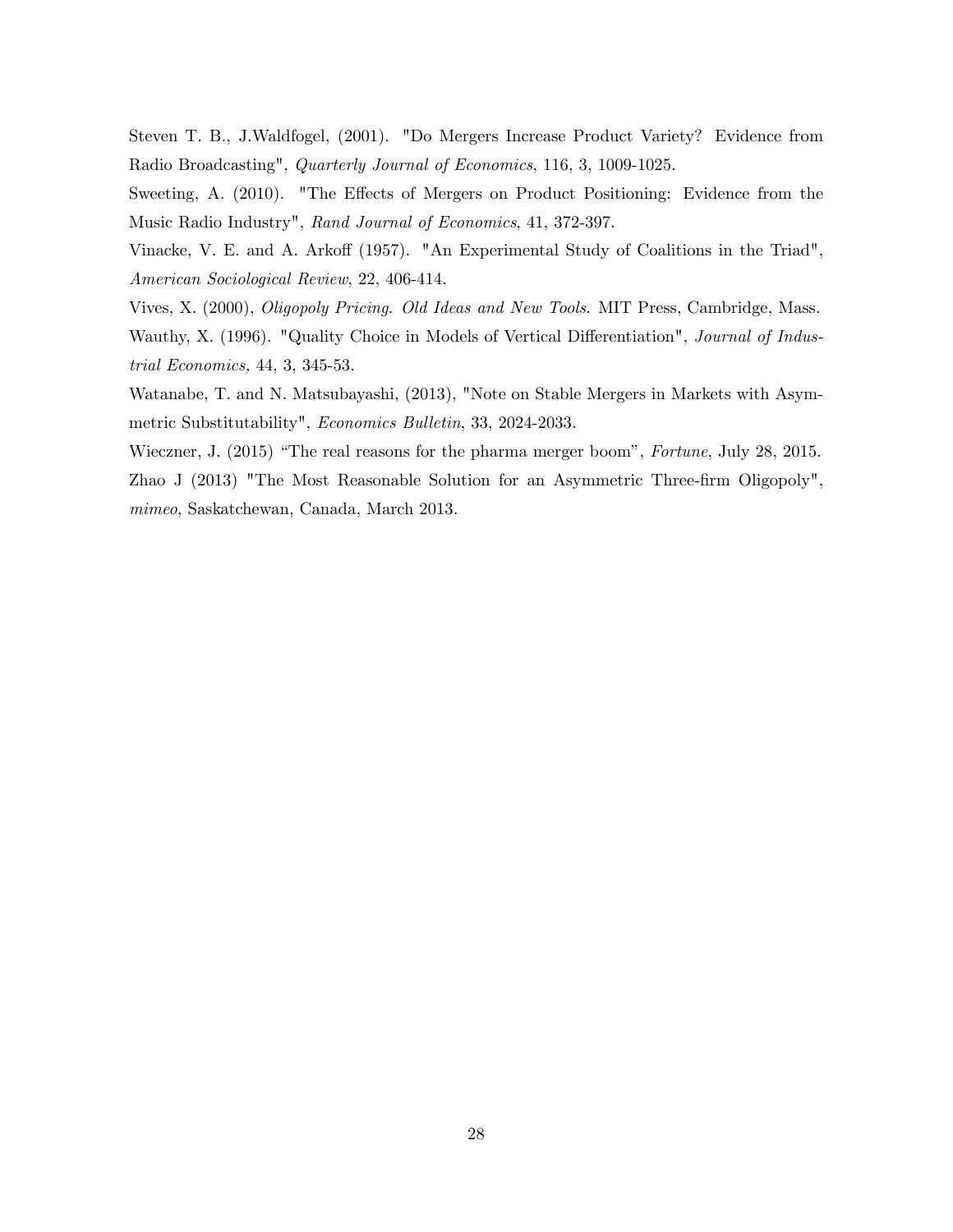Steven T. B., J.Waldfogel, (2001). "Do Mergers Increase Product Variety? Evidence from Radio Broadcasting", *Quarterly Journal of Economics*, 116, 3, 1009-1025.

Sweeting, A. (2010). "The Effects of Mergers on Product Positioning: Evidence from the Music Radio Industry", *Rand Journal of Economics*, 41, 372-397.

Vinacke, V. E. and A. Arkoff (1957). "An Experimental Study of Coalitions in the Triad", *American Sociological Review*, 22, 406-414.

Vives, X. (2000), *Oligopoly Pricing. Old Ideas and New Tools*. MIT Press, Cambridge, Mass.

Wauthy, X. (1996). "Quality Choice in Models of Vertical Differentiation", *Journal of Industrial Economics,* 44, 3, 345-53.

Watanabe, T. and N. Matsubayashi, (2013), "Note on Stable Mergers in Markets with Asymmetric Substitutability", *Economics Bulletin*, 33, 2024-2033.

Wieczner, J. (2015) "The real reasons for the pharma merger boom", *Fortune*, July 28, 2015.

Zhao J (2013) "The Most Reasonable Solution for an Asymmetric Three-firm Oligopoly", *mimeo*, Saskatchewan, Canada, March 2013.